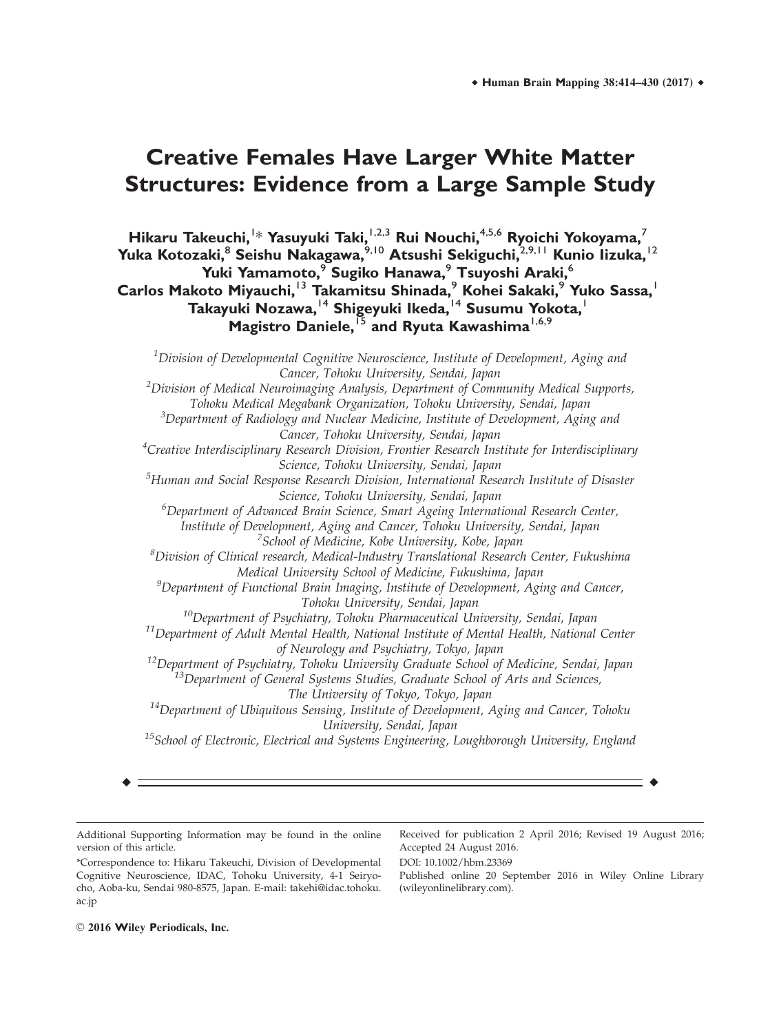# Creative Females Have Larger White Matter Structures: Evidence from a Large Sample Study

**Hikaru Takeuchi,[1]* Yasuyuki Taki,[1,2,3] Rui Nouchi,[4,5,6] Ryoichi Yokoyama,[7] Yuka Kotozaki,[8] Seishu Nakagawa,[9,10] Atsushi Sekiguchi,[2,9,11] Kunio Iizuka,[12] Yuki Yamamoto,[9] Sugiko Hanawa,[9] Tsuyoshi Araki,[6] Carlos Makoto Miyauchi,[13] Takamitsu Shinada,[9] Kohei Sakaki,[9] Yuko Sassa,[1] Takayuki Nozawa,[14] Shigeyuki Ikeda,[14] Susumu Yokota,[1] Magistro Daniele,[15] and Ryuta Kawashima[1,6,9]**

[1] *Division of Developmental Cognitive Neuroscience, Institute of Development, Aging and Cancer, Tohoku University, Sendai, Japan*
[2] *Division of Medical Neuroimaging Analysis, Department of Community Medical Supports, Tohoku Medical Megabank Organization, Tohoku University, Sendai, Japan*
[3] *Department of Radiology and Nuclear Medicine, Institute of Development, Aging and Cancer, Tohoku University, Sendai, Japan*
[4] *Creative Interdisciplinary Research Division, Frontier Research Institute for Interdisciplinary Science, Tohoku University, Sendai, Japan*
[5] *Human and Social Response Research Division, International Research Institute of Disaster Science, Tohoku University, Sendai, Japan*
[6] *Department of Advanced Brain Science, Smart Ageing International Research Center, Institute of Development, Aging and Cancer, Tohoku University, Sendai, Japan*
[7] *School of Medicine, Kobe University, Kobe, Japan*
[8] *Division of Clinical research, Medical-Industry Translational Research Center, Fukushima Medical University School of Medicine, Fukushima, Japan*
[9] *Department of Functional Brain Imaging, Institute of Development, Aging and Cancer, Tohoku University, Sendai, Japan*
[10] *Department of Psychiatry, Tohoku Pharmaceutical University, Sendai, Japan*
[11] *Department of Adult Mental Health, National Institute of Mental Health, National Center of Neurology and Psychiatry, Tokyo, Japan*
[12] *Department of Psychiatry, Tohoku University Graduate School of Medicine, Sendai, Japan*
[13] *Department of General Systems Studies, Graduate School of Arts and Sciences, The University of Tokyo, Tokyo, Japan*
[14] *Department of Ubiquitous Sensing, Institute of Development, Aging and Cancer, Tohoku University, Sendai, Japan*
[15] *School of Electronic, Electrical and Systems Engineering, Loughborough University, England*

---

Additional Supporting Information may be found in the online version of this article.

*Correspondence to: Hikaru Takeuchi, Division of Developmental Cognitive Neuroscience, IDAC, Tohoku University, 4-1 Seiryo-cho, Aoba-ku, Sendai 980-8575, Japan. E-mail: takehi@idac.tohoku.ac.jp

Received for publication 2 April 2016; Revised 19 August 2016; Accepted 24 August 2016.

DOI: 10.1002/hbm.23369

Published online 20 September 2016 in Wiley Online Library (wileyonlinelibrary.com).

© 2016 Wiley Periodicals, Inc.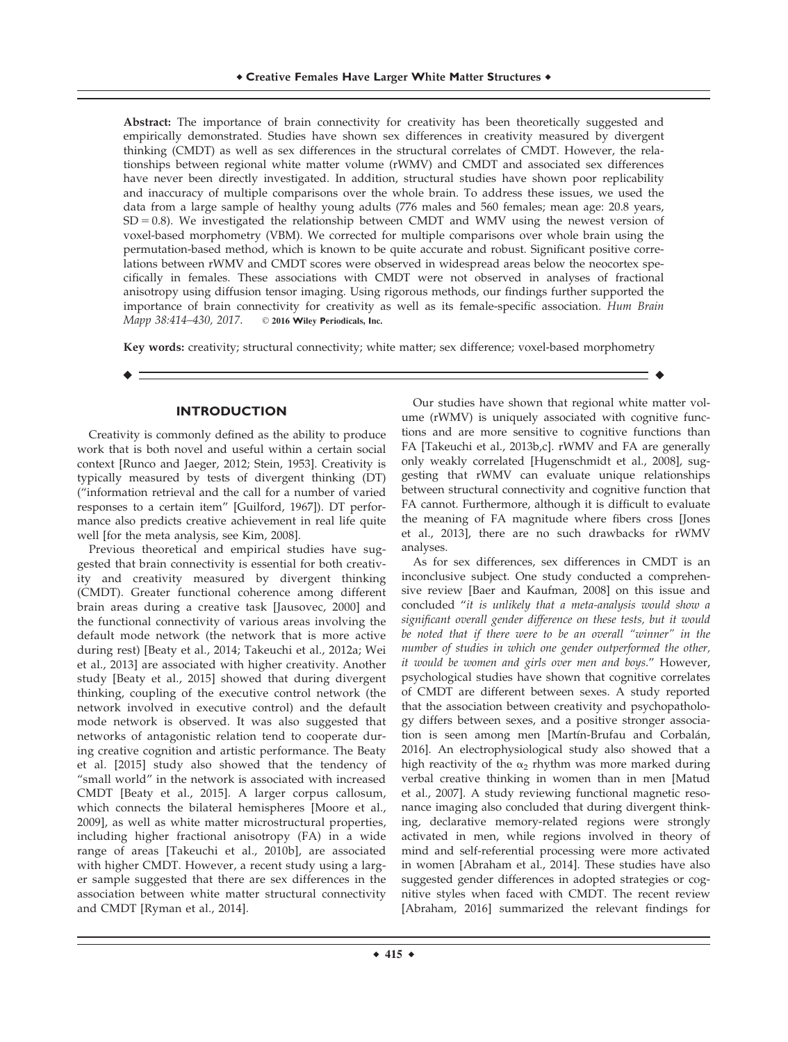**Abstract:** The importance of brain connectivity for creativity has been theoretically suggested and empirically demonstrated. Studies have shown sex differences in creativity measured by divergent thinking (CMDT) as well as sex differences in the structural correlates of CMDT. However, the relationships between regional white matter volume (rWMV) and CMDT and associated sex differences have never been directly investigated. In addition, structural studies have shown poor replicability and inaccuracy of multiple comparisons over the whole brain. To address these issues, we used the data from a large sample of healthy young adults (776 males and 560 females; mean age: 20.8 years, SD = 0.8). We investigated the relationship between CMDT and WMV using the newest version of voxel-based morphometry (VBM). We corrected for multiple comparisons over whole brain using the permutation-based method, which is known to be quite accurate and robust. Significant positive correlations between rWMV and CMDT scores were observed in widespread areas below the neocortex specifically in females. These associations with CMDT were not observed in analyses of fractional anisotropy using diffusion tensor imaging. Using rigorous methods, our findings further supported the importance of brain connectivity for creativity as well as its female-specific association. *Hum Brain Mapp 38:414–430, 2017.* © **2016 Wiley Periodicals, Inc.**

**Key words:** creativity; structural connectivity; white matter; sex difference; voxel-based morphometry

## INTRODUCTION

Creativity is commonly defined as the ability to produce work that is both novel and useful within a certain social context [Runco and Jaeger, 2012; Stein, 1953]. Creativity is typically measured by tests of divergent thinking (DT) ("information retrieval and the call for a number of varied responses to a certain item" [Guilford, 1967]). DT performance also predicts creative achievement in real life quite well [for the meta analysis, see Kim, 2008].

Previous theoretical and empirical studies have suggested that brain connectivity is essential for both creativity and creativity measured by divergent thinking (CMDT). Greater functional coherence among different brain areas during a creative task [Jausovec, 2000] and the functional connectivity of various areas involving the default mode network (the network that is more active during rest) [Beaty et al., 2014; Takeuchi et al., 2012a; Wei et al., 2013] are associated with higher creativity. Another study [Beaty et al., 2015] showed that during divergent thinking, coupling of the executive control network (the network involved in executive control) and the default mode network is observed. It was also suggested that networks of antagonistic relation tend to cooperate during creative cognition and artistic performance. The Beaty et al. [2015] study also showed that the tendency of "small world" in the network is associated with increased CMDT [Beaty et al., 2015]. A larger corpus callosum, which connects the bilateral hemispheres [Moore et al., 2009], as well as white matter microstructural properties, including higher fractional anisotropy (FA) in a wide range of areas [Takeuchi et al., 2010b], are associated with higher CMDT. However, a recent study using a larger sample suggested that there are sex differences in the association between white matter structural connectivity and CMDT [Ryman et al., 2014].

Our studies have shown that regional white matter volume (rWMV) is uniquely associated with cognitive functions and are more sensitive to cognitive functions than FA [Takeuchi et al., 2013b,c]. rWMV and FA are generally only weakly correlated [Hugenschmidt et al., 2008], suggesting that rWMV can evaluate unique relationships between structural connectivity and cognitive function that FA cannot. Furthermore, although it is difficult to evaluate the meaning of FA magnitude where fibers cross [Jones et al., 2013], there are no such drawbacks for rWMV analyses.

As for sex differences, sex differences in CMDT is an inconclusive subject. One study conducted a comprehensive review [Baer and Kaufman, 2008] on this issue and concluded "*it is unlikely that a meta-analysis would show a significant overall gender difference on these tests, but it would be noted that if there were to be an overall "winner" in the number of studies in which one gender outperformed the other, it would be women and girls over men and boys*." However, psychological studies have shown that cognitive correlates of CMDT are different between sexes. A study reported that the association between creativity and psychopathology differs between sexes, and a positive stronger association is seen among men [Martín-Brufau and Corbalán, 2016]. An electrophysiological study also showed that a high reactivity of the $\alpha_2$ rhythm was more marked during verbal creative thinking in women than in men [Matud et al., 2007]. A study reviewing functional magnetic resonance imaging also concluded that during divergent thinking, declarative memory-related regions were strongly activated in men, while regions involved in theory of mind and self-referential processing were more activated in women [Abraham et al., 2014]. These studies have also suggested gender differences in adopted strategies or cognitive styles when faced with CMDT. The recent review [Abraham, 2016] summarized the relevant findings for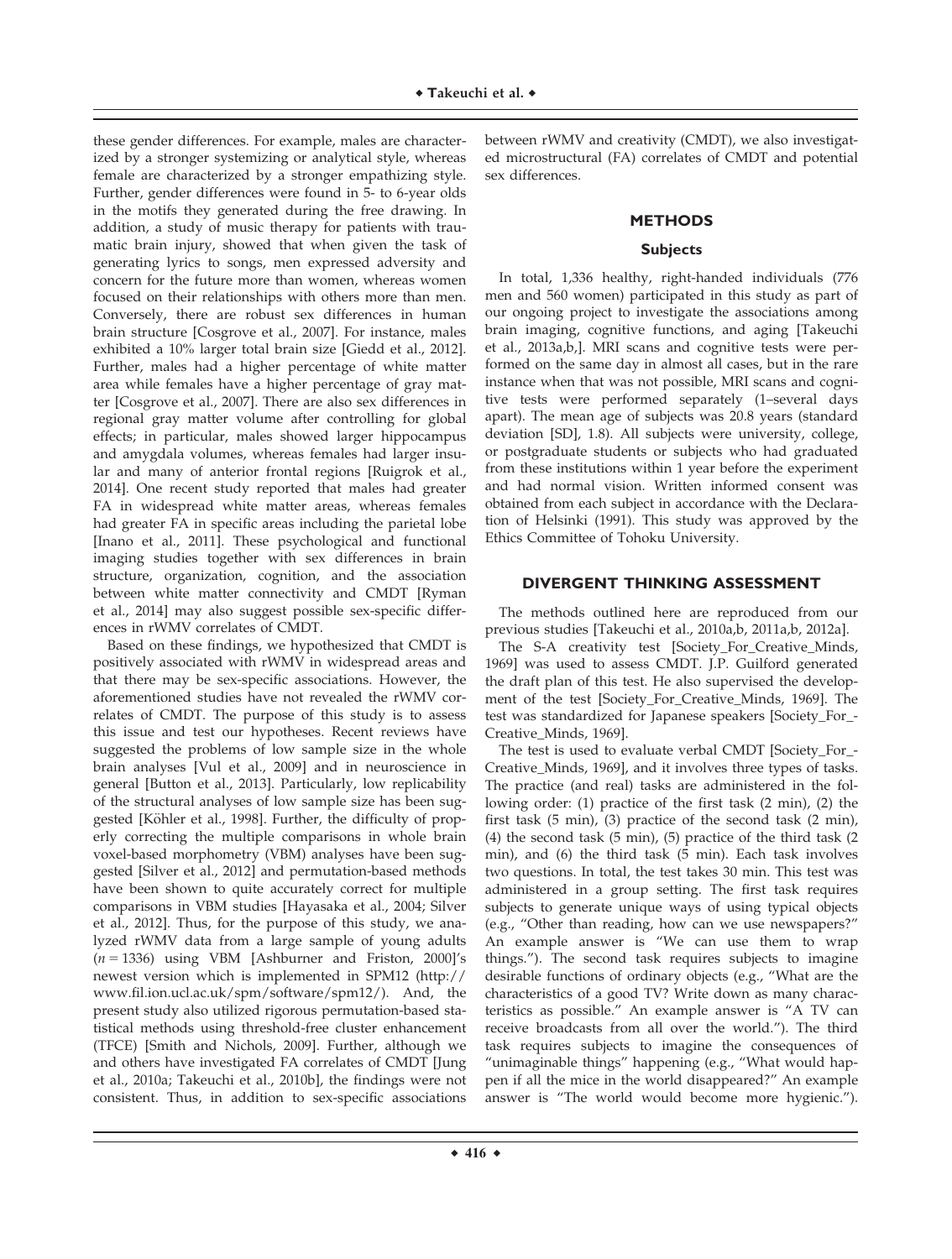these gender differences. For example, males are characterized by a stronger systemizing or analytical style, whereas female are characterized by a stronger empathizing style. Further, gender differences were found in 5- to 6-year olds in the motifs they generated during the free drawing. In addition, a study of music therapy for patients with traumatic brain injury, showed that when given the task of generating lyrics to songs, men expressed adversity and concern for the future more than women, whereas women focused on their relationships with others more than men. Conversely, there are robust sex differences in human brain structure [Cosgrove et al., 2007]. For instance, males exhibited a 10% larger total brain size [Giedd et al., 2012]. Further, males had a higher percentage of white matter area while females have a higher percentage of gray matter [Cosgrove et al., 2007]. There are also sex differences in regional gray matter volume after controlling for global effects; in particular, males showed larger hippocampus and amygdala volumes, whereas females had larger insular and many of anterior frontal regions [Ruigrok et al., 2014]. One recent study reported that males had greater FA in widespread white matter areas, whereas females had greater FA in specific areas including the parietal lobe [Inano et al., 2011]. These psychological and functional imaging studies together with sex differences in brain structure, organization, cognition, and the association between white matter connectivity and CMDT [Ryman et al., 2014] may also suggest possible sex-specific differences in rWMV correlates of CMDT.

Based on these findings, we hypothesized that CMDT is positively associated with rWMV in widespread areas and that there may be sex-specific associations. However, the aforementioned studies have not revealed the rWMV correlates of CMDT. The purpose of this study is to assess this issue and test our hypotheses. Recent reviews have suggested the problems of low sample size in the whole brain analyses [Vul et al., 2009] and in neuroscience in general [Button et al., 2013]. Particularly, low replicability of the structural analyses of low sample size has been suggested [Köhler et al., 1998]. Further, the difficulty of properly correcting the multiple comparisons in whole brain voxel-based morphometry (VBM) analyses have been suggested [Silver et al., 2012] and permutation-based methods have been shown to quite accurately correct for multiple comparisons in VBM studies [Hayasaka et al., 2004; Silver et al., 2012]. Thus, for the purpose of this study, we analyzed rWMV data from a large sample of young adults ($n = 1336$) using VBM [Ashburner and Friston, 2000]'s newest version which is implemented in SPM12 (http://www.fil.ion.ucl.ac.uk/spm/software/spm12/). And, the present study also utilized rigorous permutation-based statistical methods using threshold-free cluster enhancement (TFCE) [Smith and Nichols, 2009]. Further, although we and others have investigated FA correlates of CMDT [Jung et al., 2010a; Takeuchi et al., 2010b], the findings were not consistent. Thus, in addition to sex-specific associations between rWMV and creativity (CMDT), we also investigated microstructural (FA) correlates of CMDT and potential sex differences.

## METHODS

### Subjects

In total, 1,336 healthy, right-handed individuals (776 men and 560 women) participated in this study as part of our ongoing project to investigate the associations among brain imaging, cognitive functions, and aging [Takeuchi et al., 2013a,b,]. MRI scans and cognitive tests were performed on the same day in almost all cases, but in the rare instance when that was not possible, MRI scans and cognitive tests were performed separately (1–several days apart). The mean age of subjects was 20.8 years (standard deviation [SD], 1.8). All subjects were university, college, or postgraduate students or subjects who had graduated from these institutions within 1 year before the experiment and had normal vision. Written informed consent was obtained from each subject in accordance with the Declaration of Helsinki (1991). This study was approved by the Ethics Committee of Tohoku University.

## DIVERGENT THINKING ASSESSMENT

The methods outlined here are reproduced from our previous studies [Takeuchi et al., 2010a,b, 2011a,b, 2012a].

The S-A creativity test [Society_For_Creative_Minds, 1969] was used to assess CMDT. J.P. Guilford generated the draft plan of this test. He also supervised the development of the test [Society_For_Creative_Minds, 1969]. The test was standardized for Japanese speakers [Society_For_Creative_Minds, 1969].

The test is used to evaluate verbal CMDT [Society_For_Creative_Minds, 1969], and it involves three types of tasks. The practice (and real) tasks are administered in the following order: (1) practice of the first task (2 min), (2) the first task (5 min), (3) practice of the second task (2 min), (4) the second task (5 min), (5) practice of the third task (2 min), and (6) the third task (5 min). Each task involves two questions. In total, the test takes 30 min. This test was administered in a group setting. The first task requires subjects to generate unique ways of using typical objects (e.g., "Other than reading, how can we use newspapers?" An example answer is "We can use them to wrap things."). The second task requires subjects to imagine desirable functions of ordinary objects (e.g., "What are the characteristics of a good TV? Write down as many characteristics as possible." An example answer is "A TV can receive broadcasts from all over the world."). The third task requires subjects to imagine the consequences of "unimaginable things" happening (e.g., "What would happen if all the mice in the world disappeared?" An example answer is "The world would become more hygienic.").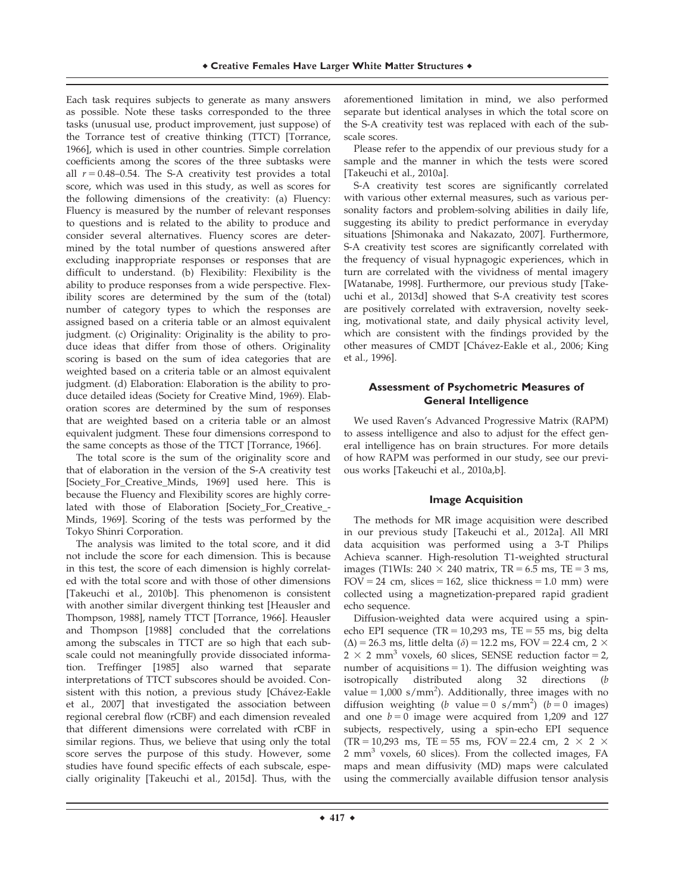Each task requires subjects to generate as many answers as possible. Note these tasks corresponded to the three tasks (unusual use, product improvement, just suppose) of the Torrance test of creative thinking (TTCT) [Torrance, 1966], which is used in other countries. Simple correlation coefficients among the scores of the three subtasks were all $r = 0.48$–$0.54$. The S-A creativity test provides a total score, which was used in this study, as well as scores for the following dimensions of the creativity: (a) Fluency: Fluency is measured by the number of relevant responses to questions and is related to the ability to produce and consider several alternatives. Fluency scores are determined by the total number of questions answered after excluding inappropriate responses or responses that are difficult to understand. (b) Flexibility: Flexibility is the ability to produce responses from a wide perspective. Flexibility scores are determined by the sum of the (total) number of category types to which the responses are assigned based on a criteria table or an almost equivalent judgment. (c) Originality: Originality is the ability to produce ideas that differ from those of others. Originality scoring is based on the sum of idea categories that are weighted based on a criteria table or an almost equivalent judgment. (d) Elaboration: Elaboration is the ability to produce detailed ideas (Society for Creative Mind, 1969). Elaboration scores are determined by the sum of responses that are weighted based on a criteria table or an almost equivalent judgment. These four dimensions correspond to the same concepts as those of the TTCT [Torrance, 1966].

The total score is the sum of the originality score and that of elaboration in the version of the S-A creativity test [Society_For_Creative_Minds, 1969] used here. This is because the Fluency and Flexibility scores are highly correlated with those of Elaboration [Society_For_Creative_Minds, 1969]. Scoring of the tests was performed by the Tokyo Shinri Corporation.

The analysis was limited to the total score, and it did not include the score for each dimension. This is because in this test, the score of each dimension is highly correlated with the total score and with those of other dimensions [Takeuchi et al., 2010b]. This phenomenon is consistent with another similar divergent thinking test [Heausler and Thompson, 1988], namely TTCT [Torrance, 1966]. Heausler and Thompson [1988] concluded that the correlations among the subscales in TTCT are so high that each subscale could not meaningfully provide dissociated information. Treffinger [1985] also warned that separate interpretations of TTCT subscores should be avoided. Consistent with this notion, a previous study [Chávez-Eakle et al., 2007] that investigated the association between regional cerebral flow (rCBF) and each dimension revealed that different dimensions were correlated with rCBF in similar regions. Thus, we believe that using only the total score serves the purpose of this study. However, some studies have found specific effects of each subscale, especially originality [Takeuchi et al., 2015d]. Thus, with the aforementioned limitation in mind, we also performed separate but identical analyses in which the total score on the S-A creativity test was replaced with each of the subscale scores.

Please refer to the appendix of our previous study for a sample and the manner in which the tests were scored [Takeuchi et al., 2010a].

S-A creativity test scores are significantly correlated with various other external measures, such as various personality factors and problem-solving abilities in daily life, suggesting its ability to predict performance in everyday situations [Shimonaka and Nakazato, 2007]. Furthermore, S-A creativity test scores are significantly correlated with the frequency of visual hypnagogic experiences, which in turn are correlated with the vividness of mental imagery [Watanabe, 1998]. Furthermore, our previous study [Takeuchi et al., 2013d] showed that S-A creativity test scores are positively correlated with extraversion, novelty seeking, motivational state, and daily physical activity level, which are consistent with the findings provided by the other measures of CMDT [Chávez-Eakle et al., 2006; King et al., 1996].

### Assessment of Psychometric Measures of General Intelligence

We used Raven's Advanced Progressive Matrix (RAPM) to assess intelligence and also to adjust for the effect general intelligence has on brain structures. For more details of how RAPM was performed in our study, see our previous works [Takeuchi et al., 2010a,b].

### Image Acquisition

The methods for MR image acquisition were described in our previous study [Takeuchi et al., 2012a]. All MRI data acquisition was performed using a 3-T Philips Achieva scanner. High-resolution T1-weighted structural images (T1WIs: $240 \times 240$ matrix, TR = 6.5 ms, TE = 3 ms, FOV = 24 cm, slices = 162, slice thickness = 1.0 mm) were collected using a magnetization-prepared rapid gradient echo sequence.

Diffusion-weighted data were acquired using a spin-echo EPI sequence (TR = 10,293 ms, TE = 55 ms, big delta ($\Delta$) = 26.3 ms, little delta ($\delta$) = 12.2 ms, FOV = 22.4 cm, $2 \times 2 \times 2$ mm$^3$ voxels, 60 slices, SENSE reduction factor = 2, number of acquisitions = 1). The diffusion weighting was isotropically distributed along 32 directions ($b$ value = 1,000 s/mm$^2$). Additionally, three images with no diffusion weighting ($b$ value = 0 s/mm$^2$) ($b = 0$ images) and one $b = 0$ image were acquired from 1,209 and 127 subjects, respectively, using a spin-echo EPI sequence (TR = 10,293 ms, TE = 55 ms, FOV = 22.4 cm, $2 \times 2 \times 2$ mm$^3$ voxels, 60 slices). From the collected images, FA maps and mean diffusivity (MD) maps were calculated using the commercially available diffusion tensor analysis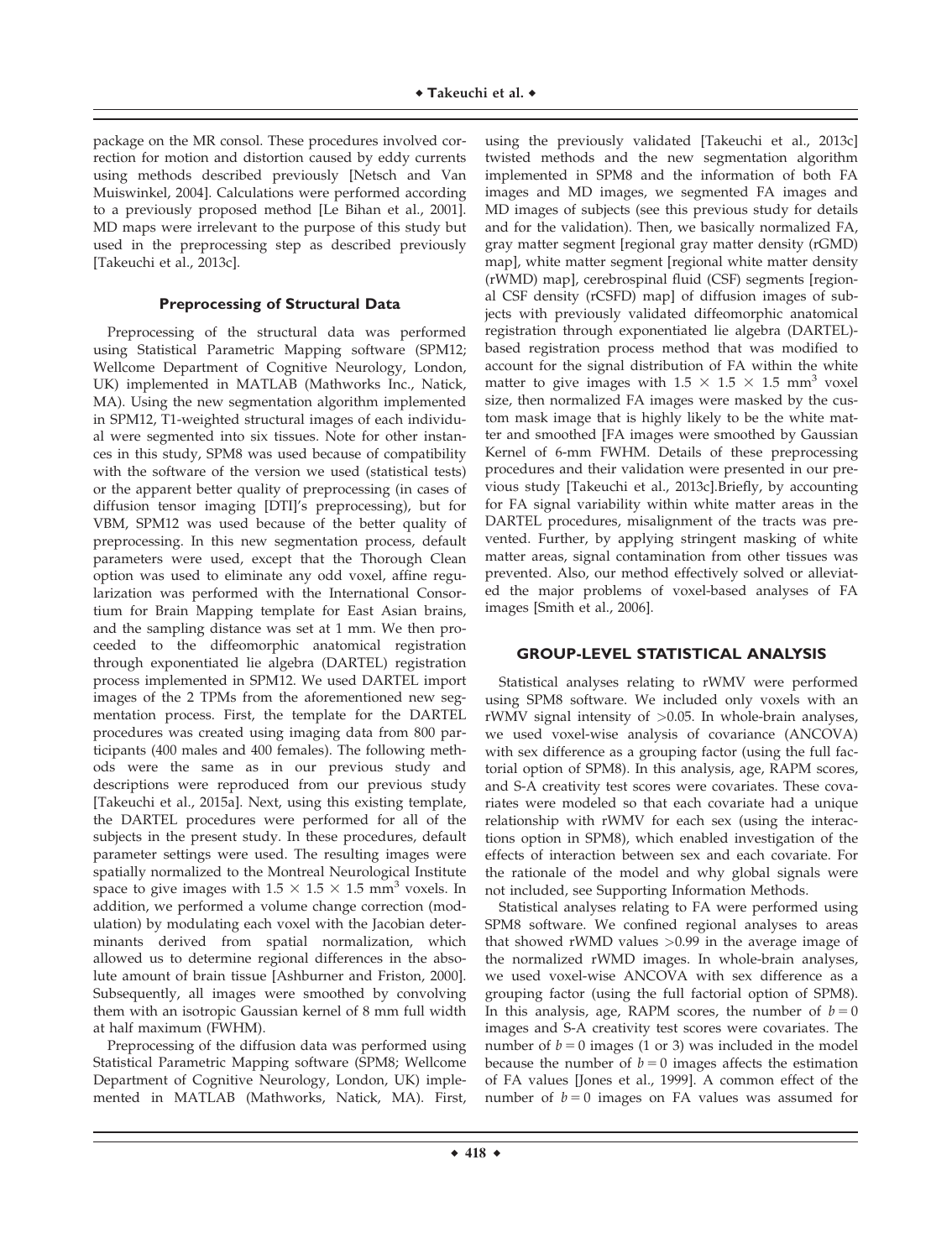package on the MR consol. These procedures involved correction for motion and distortion caused by eddy currents using methods described previously [Netsch and Van Muiswinkel, 2004]. Calculations were performed according to a previously proposed method [Le Bihan et al., 2001]. MD maps were irrelevant to the purpose of this study but used in the preprocessing step as described previously [Takeuchi et al., 2013c].

### Preprocessing of Structural Data

Preprocessing of the structural data was performed using Statistical Parametric Mapping software (SPM12; Wellcome Department of Cognitive Neurology, London, UK) implemented in MATLAB (Mathworks Inc., Natick, MA). Using the new segmentation algorithm implemented in SPM12, T1-weighted structural images of each individual were segmented into six tissues. Note for other instances in this study, SPM8 was used because of compatibility with the software of the version we used (statistical tests) or the apparent better quality of preprocessing (in cases of diffusion tensor imaging [DTI]'s preprocessing), but for VBM, SPM12 was used because of the better quality of preprocessing. In this new segmentation process, default parameters were used, except that the Thorough Clean option was used to eliminate any odd voxel, affine regularization was performed with the International Consortium for Brain Mapping template for East Asian brains, and the sampling distance was set at 1 mm. We then proceeded to the diffeomorphic anatomical registration through exponentiated lie algebra (DARTEL) registration process implemented in SPM12. We used DARTEL import images of the 2 TPMs from the aforementioned new segmentation process. First, the template for the DARTEL procedures was created using imaging data from 800 participants (400 males and 400 females). The following methods were the same as in our previous study and descriptions were reproduced from our previous study [Takeuchi et al., 2015a]. Next, using this existing template, the DARTEL procedures were performed for all of the subjects in the present study. In these procedures, default parameter settings were used. The resulting images were spatially normalized to the Montreal Neurological Institute space to give images with $1.5 \times 1.5 \times 1.5$ mm$^3$ voxels. In addition, we performed a volume change correction (modulation) by modulating each voxel with the Jacobian determinants derived from spatial normalization, which allowed us to determine regional differences in the absolute amount of brain tissue [Ashburner and Friston, 2000]. Subsequently, all images were smoothed by convolving them with an isotropic Gaussian kernel of 8 mm full width at half maximum (FWHM).

Preprocessing of the diffusion data was performed using Statistical Parametric Mapping software (SPM8; Wellcome Department of Cognitive Neurology, London, UK) implemented in MATLAB (Mathworks, Natick, MA). First, using the previously validated [Takeuchi et al., 2013c] twisted methods and the new segmentation algorithm implemented in SPM8 and the information of both FA images and MD images, we segmented FA images and MD images of subjects (see this previous study for details and for the validation). Then, we basically normalized FA, gray matter segment [regional gray matter density (rGMD) map], white matter segment [regional white matter density (rWMD) map], cerebrospinal fluid (CSF) segments [regional CSF density (rCSFD) map] of diffusion images of subjects with previously validated diffeomorphic anatomical registration through exponentiated lie algebra (DARTEL)-based registration process method that was modified to account for the signal distribution of FA within the white matter to give images with $1.5 \times 1.5 \times 1.5$ mm$^3$ voxel size, then normalized FA images were masked by the custom mask image that is highly likely to be the white matter and smoothed [FA images were smoothed by Gaussian Kernel of 6-mm FWHM. Details of these preprocessing procedures and their validation were presented in our previous study [Takeuchi et al., 2013c].Briefly, by accounting for FA signal variability within white matter areas in the DARTEL procedures, misalignment of the tracts was prevented. Further, by applying stringent masking of white matter areas, signal contamination from other tissues was prevented. Also, our method effectively solved or alleviated the major problems of voxel-based analyses of FA images [Smith et al., 2006].

## GROUP-LEVEL STATISTICAL ANALYSIS

Statistical analyses relating to rWMV were performed using SPM8 software. We included only voxels with an rWMV signal intensity of >0.05. In whole-brain analyses, we used voxel-wise analysis of covariance (ANCOVA) with sex difference as a grouping factor (using the full factorial option of SPM8). In this analysis, age, RAPM scores, and S-A creativity test scores were covariates. These covariates were modeled so that each covariate had a unique relationship with rWMV for each sex (using the interactions option in SPM8), which enabled investigation of the effects of interaction between sex and each covariate. For the rationale of the model and why global signals were not included, see Supporting Information Methods.

Statistical analyses relating to FA were performed using SPM8 software. We confined regional analyses to areas that showed rWMD values >0.99 in the average image of the normalized rWMD images. In whole-brain analyses, we used voxel-wise ANCOVA with sex difference as a grouping factor (using the full factorial option of SPM8). In this analysis, age, RAPM scores, the number of $b = 0$ images and S-A creativity test scores were covariates. The number of $b = 0$ images (1 or 3) was included in the model because the number of $b = 0$ images affects the estimation of FA values [Jones et al., 1999]. A common effect of the number of $b = 0$ images on FA values was assumed for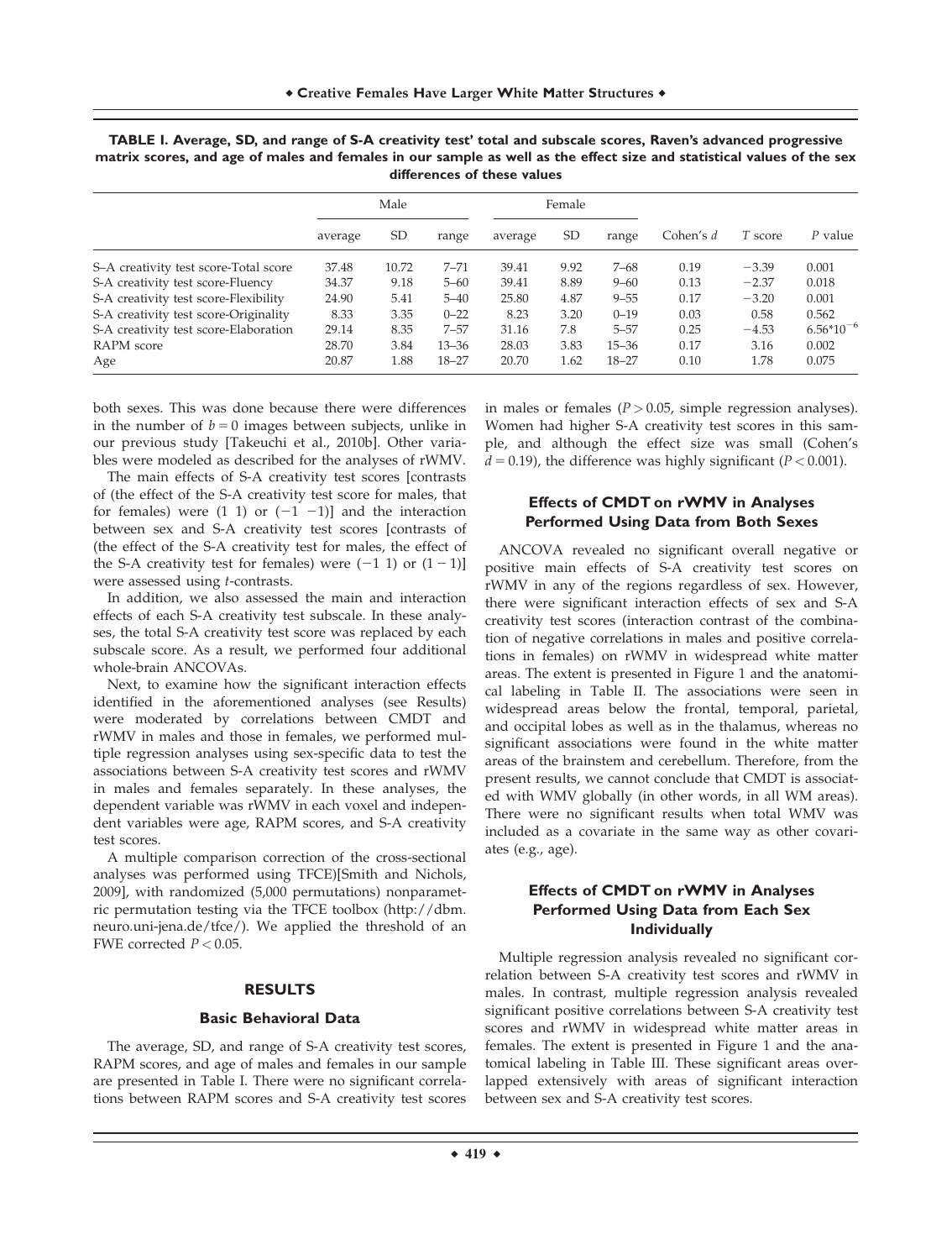**TABLE I. Average, SD, and range of S-A creativity test' total and subscale scores, Raven's advanced progressive matrix scores, and age of males and females in our sample as well as the effect size and statistical values of the sex differences of these values**

| | Male | | | Female | | | | | |
|---|---|---|---|---|---|---|---|---|---|
| | average | SD | range | average | SD | range | Cohen's $d$ | $T$ score | $P$ value |
| S–A creativity test score-Total score | 37.48 | 10.72 | 7–71 | 39.41 | 9.92 | 7–68 | 0.19 | −3.39 | 0.001 |
| S-A creativity test score-Fluency | 34.37 | 9.18 | 5–60 | 39.41 | 8.89 | 9–60 | 0.13 | −2.37 | 0.018 |
| S-A creativity test score-Flexibility | 24.90 | 5.41 | 5–40 | 25.80 | 4.87 | 9–55 | 0.17 | −3.20 | 0.001 |
| S-A creativity test score-Originality | 8.33 | 3.35 | 0–22 | 8.23 | 3.20 | 0–19 | 0.03 | 0.58 | 0.562 |
| S-A creativity test score-Elaboration | 29.14 | 8.35 | 7–57 | 31.16 | 7.8 | 5–57 | 0.25 | −4.53 | $6.56*10^{-6}$ |
| RAPM score | 28.70 | 3.84 | 13–36 | 28.03 | 3.83 | 15–36 | 0.17 | 3.16 | 0.002 |
| Age | 20.87 | 1.88 | 18–27 | 20.70 | 1.62 | 18–27 | 0.10 | 1.78 | 0.075 |

both sexes. This was done because there were differences in the number of $b = 0$ images between subjects, unlike in our previous study [Takeuchi et al., 2010b]. Other variables were modeled as described for the analyses of rWMV.

The main effects of S-A creativity test scores [contrasts of (the effect of the S-A creativity test score for males, that for females) were (1 1) or (−1 −1)] and the interaction between sex and S-A creativity test scores [contrasts of (the effect of the S-A creativity test for males, the effect of the S-A creativity test for females) were (−1 1) or (1 −1)] were assessed using $t$-contrasts.

In addition, we also assessed the main and interaction effects of each S-A creativity test subscale. In these analyses, the total S-A creativity test score was replaced by each subscale score. As a result, we performed four additional whole-brain ANCOVAs.

Next, to examine how the significant interaction effects identified in the aforementioned analyses (see Results) were moderated by correlations between CMDT and rWMV in males and those in females, we performed multiple regression analyses using sex-specific data to test the associations between S-A creativity test scores and rWMV in males and females separately. In these analyses, the dependent variable was rWMV in each voxel and independent variables were age, RAPM scores, and S-A creativity test scores.

A multiple comparison correction of the cross-sectional analyses was performed using TFCE)[Smith and Nichols, 2009], with randomized (5,000 permutations) nonparametric permutation testing via the TFCE toolbox (http://dbm.neuro.uni-jena.de/tfce/). We applied the threshold of an FWE corrected $P < 0.05$.

## RESULTS

### Basic Behavioral Data

The average, SD, and range of S-A creativity test scores, RAPM scores, and age of males and females in our sample are presented in Table I. There were no significant correlations between RAPM scores and S-A creativity test scores in males or females ($P > 0.05$, simple regression analyses). Women had higher S-A creativity test scores in this sample, and although the effect size was small (Cohen's $d = 0.19$), the difference was highly significant ($P < 0.001$).

### Effects of CMDT on rWMV in Analyses Performed Using Data from Both Sexes

ANCOVA revealed no significant overall negative or positive main effects of S-A creativity test scores on rWMV in any of the regions regardless of sex. However, there were significant interaction effects of sex and S-A creativity test scores (interaction contrast of the combination of negative correlations in males and positive correlations in females) on rWMV in widespread white matter areas. The extent is presented in Figure 1 and the anatomical labeling in Table II. The associations were seen in widespread areas below the frontal, temporal, parietal, and occipital lobes as well as in the thalamus, whereas no significant associations were found in the white matter areas of the brainstem and cerebellum. Therefore, from the present results, we cannot conclude that CMDT is associated with WMV globally (in other words, in all WM areas). There were no significant results when total WMV was included as a covariate in the same way as other covariates (e.g., age).

### Effects of CMDT on rWMV in Analyses Performed Using Data from Each Sex Individually

Multiple regression analysis revealed no significant correlation between S-A creativity test scores and rWMV in males. In contrast, multiple regression analysis revealed significant positive correlations between S-A creativity test scores and rWMV in widespread white matter areas in females. The extent is presented in Figure 1 and the anatomical labeling in Table III. These significant areas overlapped extensively with areas of significant interaction between sex and S-A creativity test scores.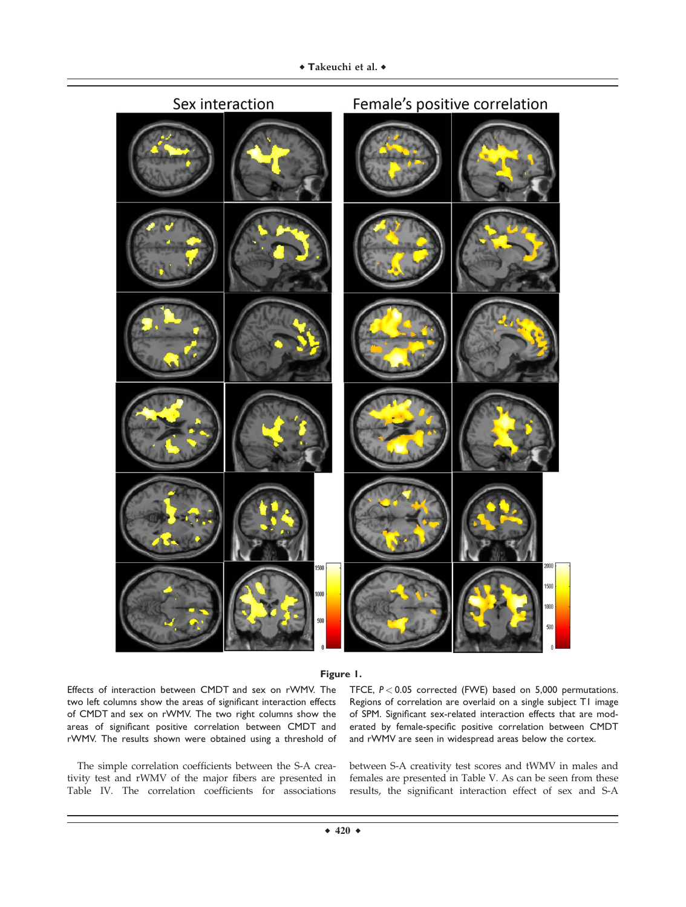**Figure 1.**

Effects of interaction between CMDT and sex on rWMV. The two left columns show the areas of significant interaction effects of CMDT and sex on rWMV. The two right columns show the areas of significant positive correlation between CMDT and rWMV. The results shown were obtained using a threshold of TFCE, $P < 0.05$ corrected (FWE) based on 5,000 permutations. Regions of correlation are overlaid on a single subject T1 image of SPM. Significant sex-related interaction effects that are moderated by female-specific positive correlation between CMDT and rWMV are seen in widespread areas below the cortex.

The simple correlation coefficients between the S-A creativity test and rWMV of the major fibers are presented in Table IV. The correlation coefficients for associations between S-A creativity test scores and tWMV in males and females are presented in Table V. As can be seen from these results, the significant interaction effect of sex and S-A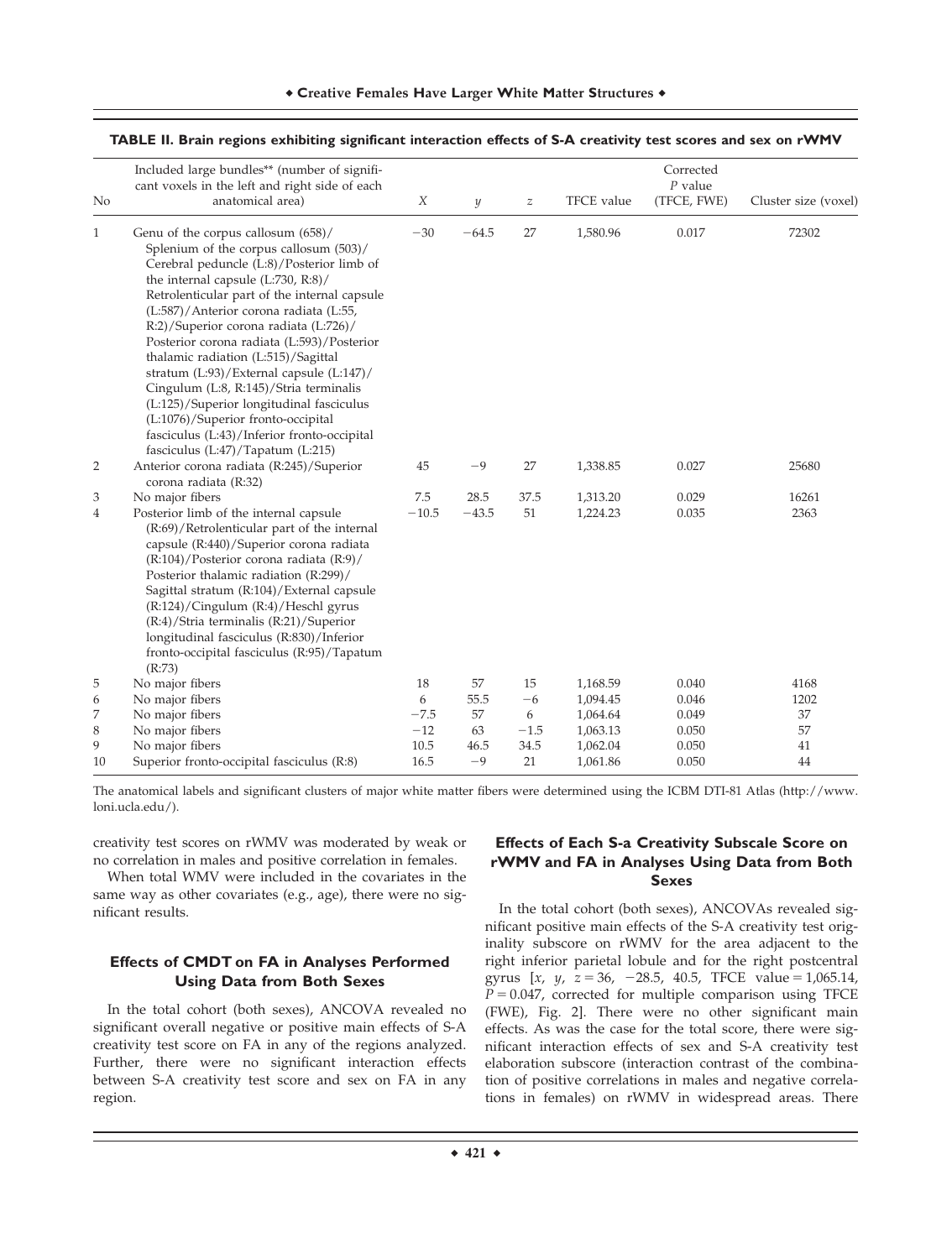**TABLE II. Brain regions exhibiting significant interaction effects of S-A creativity test scores and sex on rWMV**

| No | Included large bundles** (number of significant voxels in the left and right side of each anatomical area) | X | y | z | TFCE value | Corrected P value (TFCE, FWE) | Cluster size (voxel) |
|---|---|---|---|---|---|---|---|
| 1 | Genu of the corpus callosum (658)/ Splenium of the corpus callosum (503)/ Cerebral peduncle (L:8)/Posterior limb of the internal capsule (L:730, R:8)/ Retrolenticular part of the internal capsule (L:587)/Anterior corona radiata (L:55, R:2)/Superior corona radiata (L:726)/ Posterior corona radiata (L:593)/Posterior thalamic radiation (L:515)/Sagittal stratum (L:93)/External capsule (L:147)/ Cingulum (L:8, R:145)/Stria terminalis (L:125)/Superior longitudinal fasciculus (L:1076)/Superior fronto-occipital fasciculus (L:43)/Inferior fronto-occipital fasciculus (L:47)/Tapatum (L:215) | −30 | −64.5 | 27 | 1,580.96 | 0.017 | 72302 |
| 2 | Anterior corona radiata (R:245)/Superior corona radiata (R:32) | 45 | −9 | 27 | 1,338.85 | 0.027 | 25680 |
| 3 | No major fibers | 7.5 | 28.5 | 37.5 | 1,313.20 | 0.029 | 16261 |
| 4 | Posterior limb of the internal capsule (R:69)/Retrolenticular part of the internal capsule (R:440)/Superior corona radiata (R:104)/Posterior corona radiata (R:9)/ Posterior thalamic radiation (R:299)/ Sagittal stratum (R:104)/External capsule (R:124)/Cingulum (R:4)/Heschl gyrus (R:4)/Stria terminalis (R:21)/Superior longitudinal fasciculus (R:830)/Inferior fronto-occipital fasciculus (R:95)/Tapatum (R:73) | −10.5 | −43.5 | 51 | 1,224.23 | 0.035 | 2363 |
| 5 | No major fibers | 18 | 57 | 15 | 1,168.59 | 0.040 | 4168 |
| 6 | No major fibers | 6 | 55.5 | −6 | 1,094.45 | 0.046 | 1202 |
| 7 | No major fibers | −7.5 | 57 | 6 | 1,064.64 | 0.049 | 37 |
| 8 | No major fibers | −12 | 63 | −1.5 | 1,063.13 | 0.050 | 57 |
| 9 | No major fibers | 10.5 | 46.5 | 34.5 | 1,062.04 | 0.050 | 41 |
| 10 | Superior fronto-occipital fasciculus (R:8) | 16.5 | −9 | 21 | 1,061.86 | 0.050 | 44 |

The anatomical labels and significant clusters of major white matter fibers were determined using the ICBM DTI-81 Atlas (http://www.loni.ucla.edu/).

creativity test scores on rWMV was moderated by weak or no correlation in males and positive correlation in females.

When total WMV were included in the covariates in the same way as other covariates (e.g., age), there were no significant results.

### Effects of CMDT on FA in Analyses Performed Using Data from Both Sexes

In the total cohort (both sexes), ANCOVA revealed no significant overall negative or positive main effects of S-A creativity test score on FA in any of the regions analyzed. Further, there were no significant interaction effects between S-A creativity test score and sex on FA in any region.

### Effects of Each S-a Creativity Subscale Score on rWMV and FA in Analyses Using Data from Both Sexes

In the total cohort (both sexes), ANCOVAs revealed significant positive main effects of the S-A creativity test originality subscore on rWMV for the area adjacent to the right inferior parietal lobule and for the right postcentral gyrus [*x*, *y*, *z* = 36, −28.5, 40.5, TFCE value = 1,065.14, $P = 0.047$, corrected for multiple comparison using TFCE (FWE), Fig. 2]. There were no other significant main effects. As was the case for the total score, there were significant interaction effects of sex and S-A creativity test elaboration subscore (interaction contrast of the combination of positive correlations in males and negative correlations in females) on rWMV in widespread areas. There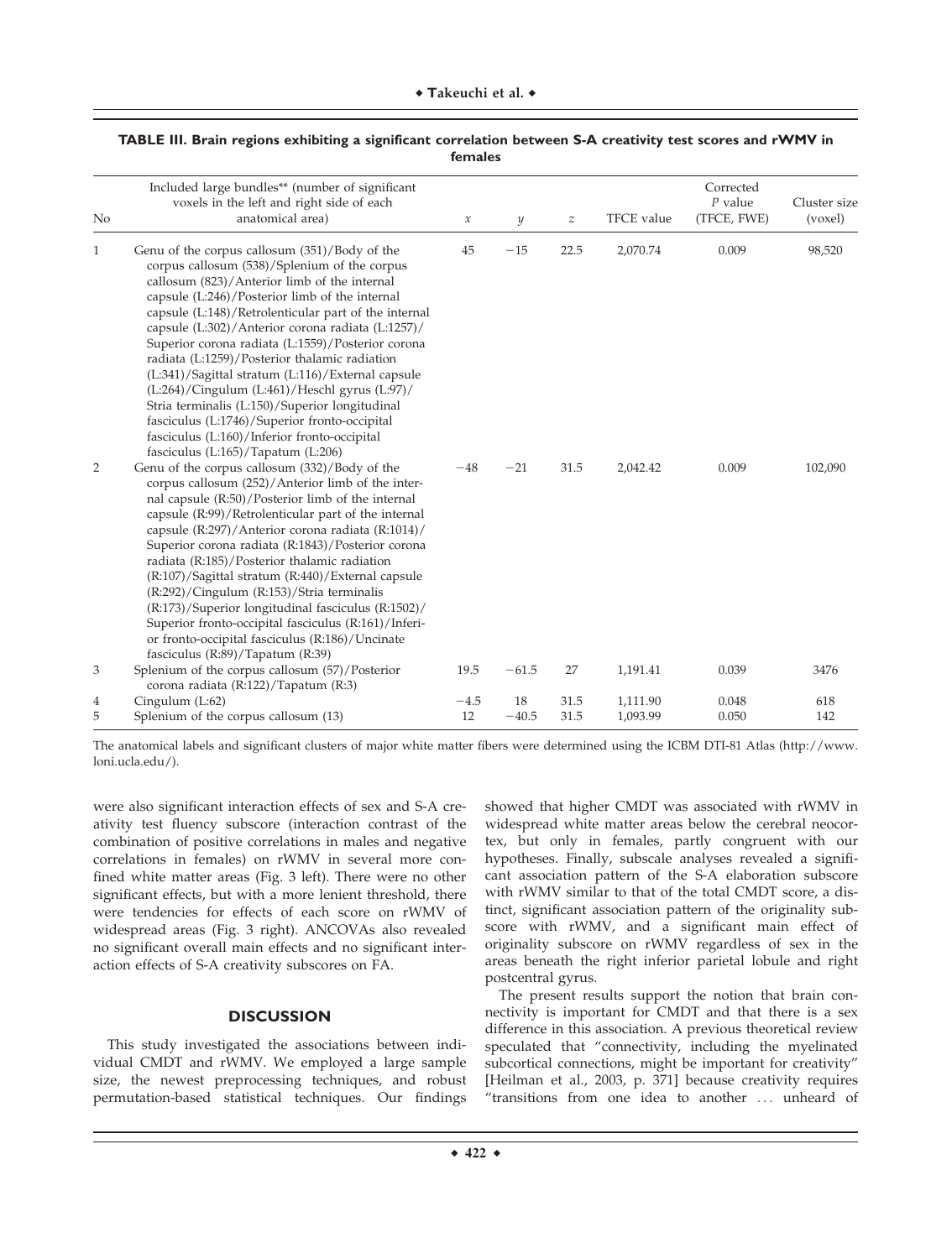**TABLE III. Brain regions exhibiting a significant correlation between S-A creativity test scores and rWMV in females**

| No | Included large bundles** (number of significant voxels in the left and right side of each anatomical area) | $x$ | $y$ | $z$ | TFCE value | Corrected $P$ value (TFCE, FWE) | Cluster size (voxel) |
|---|---|---|---|---|---|---|---|
| 1 | Genu of the corpus callosum (351)/Body of the corpus callosum (538)/Splenium of the corpus callosum (823)/Anterior limb of the internal capsule (L:246)/Posterior limb of the internal capsule (L:148)/Retrolenticular part of the internal capsule (L:302)/Anterior corona radiata (L:1257)/ Superior corona radiata (L:1559)/Posterior corona radiata (L:1259)/Posterior thalamic radiation (L:341)/Sagittal stratum (L:116)/External capsule (L:264)/Cingulum (L:461)/Heschl gyrus (L:97)/ Stria terminalis (L:150)/Superior longitudinal fasciculus (L:1746)/Superior fronto-occipital fasciculus (L:160)/Inferior fronto-occipital fasciculus (L:165)/Tapatum (L:206) | 45 | −15 | 22.5 | 2,070.74 | 0.009 | 98,520 |
| 2 | Genu of the corpus callosum (332)/Body of the corpus callosum (252)/Anterior limb of the internal capsule (R:50)/Posterior limb of the internal capsule (R:99)/Retrolenticular part of the internal capsule (R:297)/Anterior corona radiata (R:1014)/ Superior corona radiata (R:1843)/Posterior corona radiata (R:185)/Posterior thalamic radiation (R:107)/Sagittal stratum (R:440)/External capsule (R:292)/Cingulum (R:153)/Stria terminalis (R:173)/Superior longitudinal fasciculus (R:1502)/ Superior fronto-occipital fasciculus (R:161)/Inferior fronto-occipital fasciculus (R:186)/Uncinate fasciculus (R:89)/Tapatum (R:39) | −48 | −21 | 31.5 | 2,042.42 | 0.009 | 102,090 |
| 3 | Splenium of the corpus callosum (57)/Posterior corona radiata (R:122)/Tapatum (R:3) | 19.5 | −61.5 | 27 | 1,191.41 | 0.039 | 3476 |
| 4 | Cingulum (L:62) | −4.5 | 18 | 31.5 | 1,111.90 | 0.048 | 618 |
| 5 | Splenium of the corpus callosum (13) | 12 | −40.5 | 31.5 | 1,093.99 | 0.050 | 142 |

The anatomical labels and significant clusters of major white matter fibers were determined using the ICBM DTI-81 Atlas (http://www.loni.ucla.edu/).

were also significant interaction effects of sex and S-A creativity test fluency subscore (interaction contrast of the combination of positive correlations in males and negative correlations in females) on rWMV in several more confined white matter areas (Fig. 3 left). There were no other significant effects, but with a more lenient threshold, there were tendencies for effects of each score on rWMV of widespread areas (Fig. 3 right). ANCOVAs also revealed no significant overall main effects and no significant interaction effects of S-A creativity subscores on FA.

## DISCUSSION

This study investigated the associations between individual CMDT and rWMV. We employed a large sample size, the newest preprocessing techniques, and robust permutation-based statistical techniques. Our findings showed that higher CMDT was associated with rWMV in widespread white matter areas below the cerebral neocortex, but only in females, partly congruent with our hypotheses. Finally, subscale analyses revealed a significant association pattern of the S-A elaboration subscore with rWMV similar to that of the total CMDT score, a distinct, significant association pattern of the originality subscore with rWMV, and a significant main effect of originality subscore on rWMV regardless of sex in the areas beneath the right inferior parietal lobule and right postcentral gyrus.

The present results support the notion that brain connectivity is important for CMDT and that there is a sex difference in this association. A previous theoretical review speculated that "connectivity, including the myelinated subcortical connections, might be important for creativity" [Heilman et al., 2003, p. 371] because creativity requires "transitions from one idea to another ... unheard of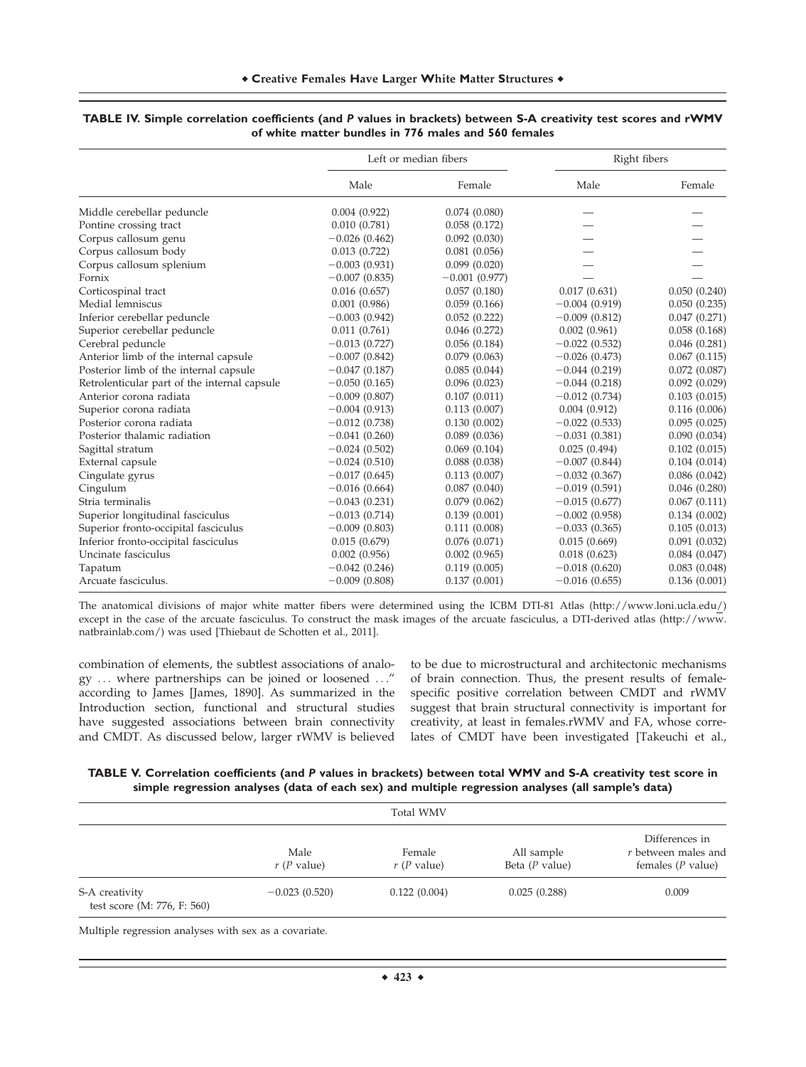**TABLE IV. Simple correlation coefficients (and *P* values in brackets) between S-A creativity test scores and rWMV of white matter bundles in 776 males and 560 females**

| | Left or median fibers | | Right fibers | |
|---|---|---|---|---|
| | Male | Female | Male | Female |
| Middle cerebellar peduncle | 0.004 (0.922) | 0.074 (0.080) | — | — |
| Pontine crossing tract | 0.010 (0.781) | 0.058 (0.172) | — | — |
| Corpus callosum genu | −0.026 (0.462) | 0.092 (0.030) | — | — |
| Corpus callosum body | 0.013 (0.722) | 0.081 (0.056) | — | — |
| Corpus callosum splenium | −0.003 (0.931) | 0.099 (0.020) | — | — |
| Fornix | −0.007 (0.835) | −0.001 (0.977) | — | — |
| Corticospinal tract | 0.016 (0.657) | 0.057 (0.180) | 0.017 (0.631) | 0.050 (0.240) |
| Medial lemniscus | 0.001 (0.986) | 0.059 (0.166) | −0.004 (0.919) | 0.050 (0.235) |
| Inferior cerebellar peduncle | −0.003 (0.942) | 0.052 (0.222) | −0.009 (0.812) | 0.047 (0.271) |
| Superior cerebellar peduncle | 0.011 (0.761) | 0.046 (0.272) | 0.002 (0.961) | 0.058 (0.168) |
| Cerebral peduncle | −0.013 (0.727) | 0.056 (0.184) | −0.022 (0.532) | 0.046 (0.281) |
| Anterior limb of the internal capsule | −0.007 (0.842) | 0.079 (0.063) | −0.026 (0.473) | 0.067 (0.115) |
| Posterior limb of the internal capsule | −0.047 (0.187) | 0.085 (0.044) | −0.044 (0.219) | 0.072 (0.087) |
| Retrolenticular part of the internal capsule | −0.050 (0.165) | 0.096 (0.023) | −0.044 (0.218) | 0.092 (0.029) |
| Anterior corona radiata | −0.009 (0.807) | 0.107 (0.011) | −0.012 (0.734) | 0.103 (0.015) |
| Superior corona radiata | −0.004 (0.913) | 0.113 (0.007) | 0.004 (0.912) | 0.116 (0.006) |
| Posterior corona radiata | −0.012 (0.738) | 0.130 (0.002) | −0.022 (0.533) | 0.095 (0.025) |
| Posterior thalamic radiation | −0.041 (0.260) | 0.089 (0.036) | −0.031 (0.381) | 0.090 (0.034) |
| Sagittal stratum | −0.024 (0.502) | 0.069 (0.104) | 0.025 (0.494) | 0.102 (0.015) |
| External capsule | −0.024 (0.510) | 0.088 (0.038) | −0.007 (0.844) | 0.104 (0.014) |
| Cingulate gyrus | −0.017 (0.645) | 0.113 (0.007) | −0.032 (0.367) | 0.086 (0.042) |
| Cingulum | −0.016 (0.664) | 0.087 (0.040) | −0.019 (0.591) | 0.046 (0.280) |
| Stria terminalis | −0.043 (0.231) | 0.079 (0.062) | −0.015 (0.677) | 0.067 (0.111) |
| Superior longitudinal fasciculus | −0.013 (0.714) | 0.139 (0.001) | −0.002 (0.958) | 0.134 (0.002) |
| Superior fronto-occipital fasciculus | −0.009 (0.803) | 0.111 (0.008) | −0.033 (0.365) | 0.105 (0.013) |
| Inferior fronto-occipital fasciculus | 0.015 (0.679) | 0.076 (0.071) | 0.015 (0.669) | 0.091 (0.032) |
| Uncinate fasciculus | 0.002 (0.956) | 0.002 (0.965) | 0.018 (0.623) | 0.084 (0.047) |
| Tapatum | −0.042 (0.246) | 0.119 (0.005) | −0.018 (0.620) | 0.083 (0.048) |
| Arcuate fasciculus. | −0.009 (0.808) | 0.137 (0.001) | −0.016 (0.655) | 0.136 (0.001) |

The anatomical divisions of major white matter fibers were determined using the ICBM DTI-81 Atlas (http://www.loni.ucla.edu/) except in the case of the arcuate fasciculus. To construct the mask images of the arcuate fasciculus, a DTI-derived atlas (http://www.natbrainlab.com/) was used [Thiebaut de Schotten et al., 2011].

combination of elements, the subtlest associations of analogy ... where partnerships can be joined or loosened ..." according to James [James, 1890]. As summarized in the Introduction section, functional and structural studies have suggested associations between brain connectivity and CMDT. As discussed below, larger rWMV is believed to be due to microstructural and architectonic mechanisms of brain connection. Thus, the present results of female-specific positive correlation between CMDT and rWMV suggest that brain structural connectivity is important for creativity, at least in females.rWMV and FA, whose correlates of CMDT have been investigated [Takeuchi et al.,

**TABLE V. Correlation coefficients (and *P* values in brackets) between total WMV and S-A creativity test score in simple regression analyses (data of each sex) and multiple regression analyses (all sample's data)**

| | Total WMV | | | |
|---|---|---|---|---|
| | Male<br>*r* (*P* value) | Female<br>*r* (*P* value) | All sample<br>Beta (*P* value) | Differences in<br>*r* between males and<br>females (*P* value) |
| S-A creativity<br>test score (M: 776, F: 560) | −0.023 (0.520) | 0.122 (0.004) | 0.025 (0.288) | 0.009 |

Multiple regression analyses with sex as a covariate.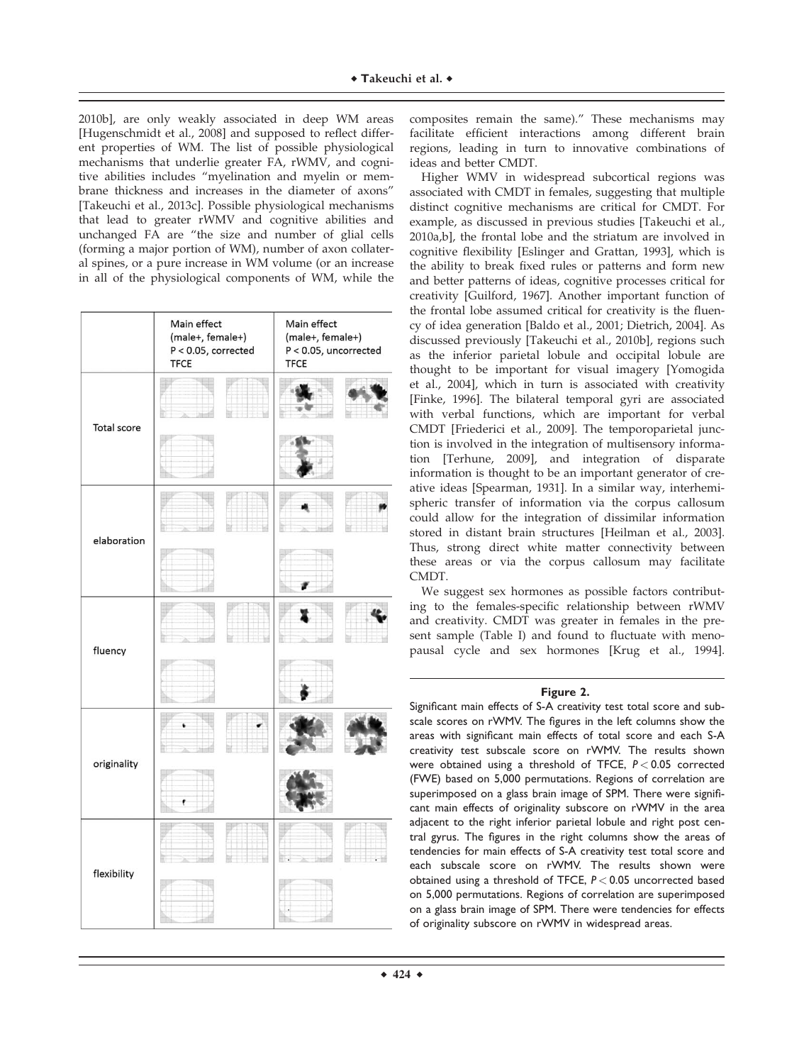2010b], are only weakly associated in deep WM areas [Hugenschmidt et al., 2008] and supposed to reflect different properties of WM. The list of possible physiological mechanisms that underlie greater FA, rWMV, and cognitive abilities includes "myelination and myelin or membrane thickness and increases in the diameter of axons" [Takeuchi et al., 2013c]. Possible physiological mechanisms that lead to greater rWMV and cognitive abilities and unchanged FA are "the size and number of glial cells (forming a major portion of WM), number of axon collateral spines, or a pure increase in WM volume (or an increase in all of the physiological components of WM, while the composites remain the same)." These mechanisms may facilitate efficient interactions among different brain regions, leading in turn to innovative combinations of ideas and better CMDT.

Higher WMV in widespread subcortical regions was associated with CMDT in females, suggesting that multiple distinct cognitive mechanisms are critical for CMDT. For example, as discussed in previous studies [Takeuchi et al., 2010a,b], the frontal lobe and the striatum are involved in cognitive flexibility [Eslinger and Grattan, 1993], which is the ability to break fixed rules or patterns and form new and better patterns of ideas, cognitive processes critical for creativity [Guilford, 1967]. Another important function of the frontal lobe assumed critical for creativity is the fluency of idea generation [Baldo et al., 2001; Dietrich, 2004]. As discussed previously [Takeuchi et al., 2010b], regions such as the inferior parietal lobule and occipital lobule are thought to be important for visual imagery [Yomogida et al., 2004], which in turn is associated with creativity [Finke, 1996]. The bilateral temporal gyri are associated with verbal functions, which are important for verbal CMDT [Friederici et al., 2009]. The temporoparietal junction is involved in the integration of multisensory information [Terhune, 2009], and integration of disparate information is thought to be an important generator of creative ideas [Spearman, 1931]. In a similar way, interhemispheric transfer of information via the corpus callosum could allow for the integration of dissimilar information stored in distant brain structures [Heilman et al., 2003]. Thus, strong direct white matter connectivity between these areas or via the corpus callosum may facilitate CMDT.

We suggest sex hormones as possible factors contributing to the females-specific relationship between rWMV and creativity. CMDT was greater in females in the present sample (Table I) and found to fluctuate with menopausal cycle and sex hormones [Krug et al., 1994].

| | Main effect (male+, female+) P < 0.05, corrected TFCE | Main effect (male+, female+) P < 0.05, uncorrected TFCE |
|---|---|---|
| Total score | | |
| elaboration | | |
| fluency | | |
| originality | | |
| flexibility | | |

**Figure 2.**

Significant main effects of S-A creativity test total score and subscale scores on rWMV. The figures in the left columns show the areas with significant main effects of total score and each S-A creativity test subscale score on rWMV. The results shown were obtained using a threshold of TFCE, $P < 0.05$ corrected (FWE) based on 5,000 permutations. Regions of correlation are superimposed on a glass brain image of SPM. There were significant main effects of originality subscore on rWMV in the area adjacent to the right inferior parietal lobule and right post central gyrus. The figures in the right columns show the areas of tendencies for main effects of S-A creativity test total score and each subscale score on rWMV. The results shown were obtained using a threshold of TFCE, $P < 0.05$ uncorrected based on 5,000 permutations. Regions of correlation are superimposed on a glass brain image of SPM. There were tendencies for effects of originality subscore on rWMV in widespread areas.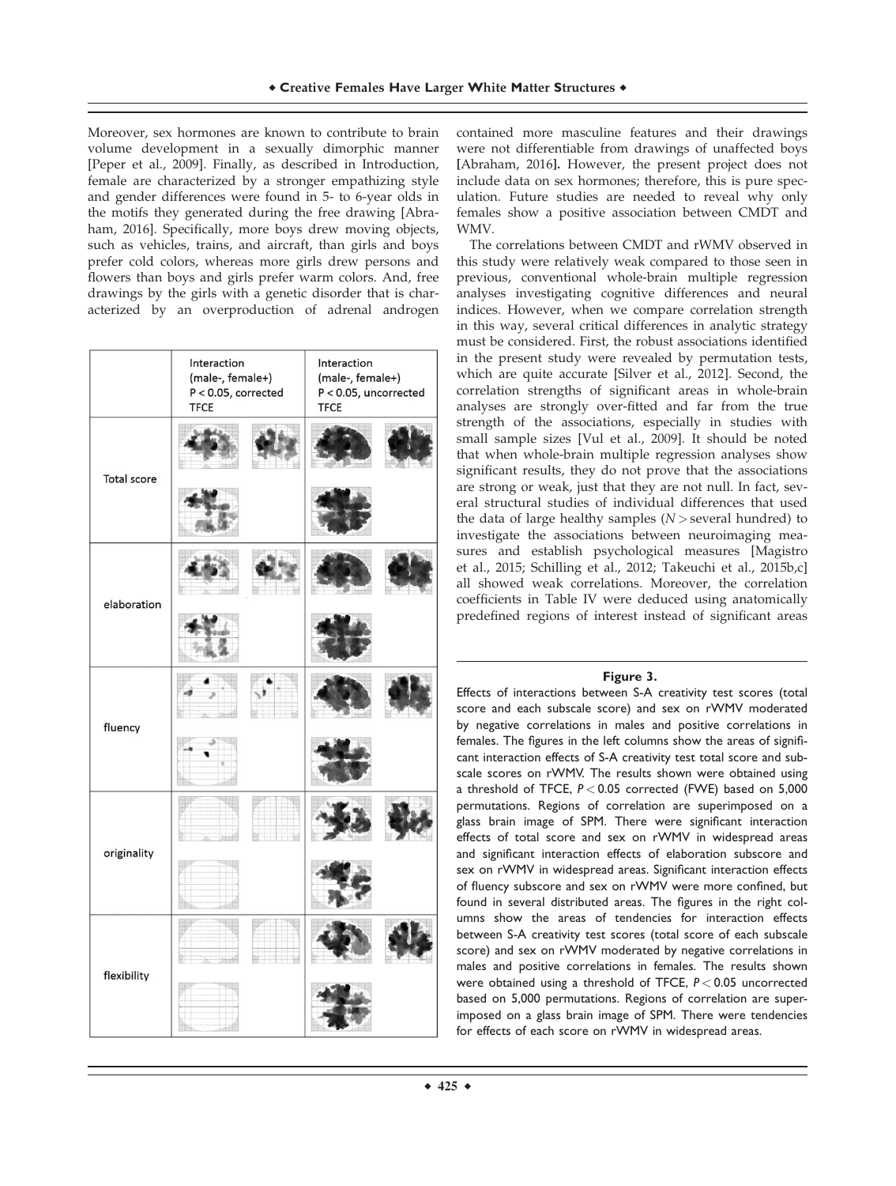Moreover, sex hormones are known to contribute to brain volume development in a sexually dimorphic manner [Peper et al., 2009]. Finally, as described in Introduction, female are characterized by a stronger empathizing style and gender differences were found in 5- to 6-year olds in the motifs they generated during the free drawing [Abraham, 2016]. Specifically, more boys drew moving objects, such as vehicles, trains, and aircraft, than girls and boys prefer cold colors, whereas more girls drew persons and flowers than boys and girls prefer warm colors. And, free drawings by the girls with a genetic disorder that is characterized by an overproduction of adrenal androgen contained more masculine features and their drawings were not differentiable from drawings of unaffected boys [Abraham, 2016]. However, the present project does not include data on sex hormones; therefore, this is pure speculation. Future studies are needed to reveal why only females show a positive association between CMDT and WMV.

The correlations between CMDT and rWMV observed in this study were relatively weak compared to those seen in previous, conventional whole-brain multiple regression analyses investigating cognitive differences and neural indices. However, when we compare correlation strength in this way, several critical differences in analytic strategy must be considered. First, the robust associations identified in the present study were revealed by permutation tests, which are quite accurate [Silver et al., 2012]. Second, the correlation strengths of significant areas in whole-brain analyses are strongly over-fitted and far from the true strength of the associations, especially in studies with small sample sizes [Vul et al., 2009]. It should be noted that when whole-brain multiple regression analyses show significant results, they do not prove that the associations are strong or weak, just that they are not null. In fact, several structural studies of individual differences that used the data of large healthy samples ($N >$ several hundred) to investigate the associations between neuroimaging measures and establish psychological measures [Magistro et al., 2015; Schilling et al., 2012; Takeuchi et al., 2015b,c] all showed weak correlations. Moreover, the correlation coefficients in Table IV were deduced using anatomically predefined regions of interest instead of significant areas

| | Interaction (male-, female+) P < 0.05, corrected TFCE | Interaction (male-, female+) P < 0.05, uncorrected TFCE |
|---|---|---|
| Total score | | |
| elaboration | | |
| fluency | | |
| originality | | |
| flexibility | | |

**Figure 3.**

Effects of interactions between S-A creativity test scores (total score and each subscale score) and sex on rWMV moderated by negative correlations in males and positive correlations in females. The figures in the left columns show the areas of significant interaction effects of S-A creativity test total score and subscale scores on rWMV. The results shown were obtained using a threshold of TFCE, $P < 0.05$ corrected (FWE) based on 5,000 permutations. Regions of correlation are superimposed on a glass brain image of SPM. There were significant interaction effects of total score and sex on rWMV in widespread areas and significant interaction effects of elaboration subscore and sex on rWMV in widespread areas. Significant interaction effects of fluency subscore and sex on rWMV were more confined, but found in several distributed areas. The figures in the right columns show the areas of tendencies for interaction effects between S-A creativity test scores (total score of each subscale score) and sex on rWMV moderated by negative correlations in males and positive correlations in females. The results shown were obtained using a threshold of TFCE, $P < 0.05$ uncorrected based on 5,000 permutations. Regions of correlation are superimposed on a glass brain image of SPM. There were tendencies for effects of each score on rWMV in widespread areas.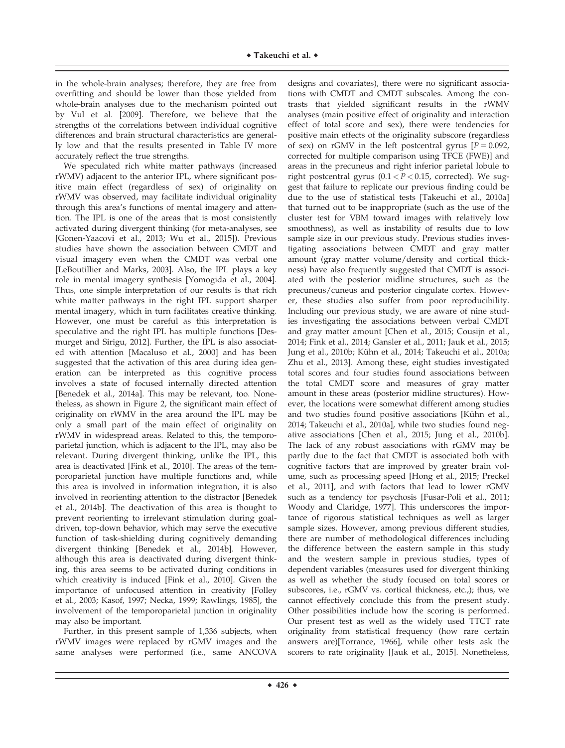in the whole-brain analyses; therefore, they are free from overfitting and should be lower than those yielded from whole-brain analyses due to the mechanism pointed out by Vul et al. [2009]. Therefore, we believe that the strengths of the correlations between individual cognitive differences and brain structural characteristics are generally low and that the results presented in Table IV more accurately reflect the true strengths.

We speculated rich white matter pathways (increased rWMV) adjacent to the anterior IPL, where significant positive main effect (regardless of sex) of originality on rWMV was observed, may facilitate individual originality through this area's functions of mental imagery and attention. The IPL is one of the areas that is most consistently activated during divergent thinking (for meta-analyses, see [Gonen-Yaacovi et al., 2013; Wu et al., 2015]). Previous studies have shown the association between CMDT and visual imagery even when the CMDT was verbal one [LeBoutillier and Marks, 2003]. Also, the IPL plays a key role in mental imagery synthesis [Yomogida et al., 2004]. Thus, one simple interpretation of our results is that rich white matter pathways in the right IPL support sharper mental imagery, which in turn facilitates creative thinking. However, one must be careful as this interpretation is speculative and the right IPL has multiple functions [Desmurget and Sirigu, 2012]. Further, the IPL is also associated with attention [Macaluso et al., 2000] and has been suggested that the activation of this area during idea generation can be interpreted as this cognitive process involves a state of focused internally directed attention [Benedek et al., 2014a]. This may be relevant, too. Nonetheless, as shown in Figure 2, the significant main effect of originality on rWMV in the area around the IPL may be only a small part of the main effect of originality on rWMV in widespread areas. Related to this, the temporoparietal junction, which is adjacent to the IPL, may also be relevant. During divergent thinking, unlike the IPL, this area is deactivated [Fink et al., 2010]. The areas of the temporoparietal junction have multiple functions and, while this area is involved in information integration, it is also involved in reorienting attention to the distractor [Benedek et al., 2014b]. The deactivation of this area is thought to prevent reorienting to irrelevant stimulation during goal-driven, top-down behavior, which may serve the executive function of task-shielding during cognitively demanding divergent thinking [Benedek et al., 2014b]. However, although this area is deactivated during divergent thinking, this area seems to be activated during conditions in which creativity is induced [Fink et al., 2010]. Given the importance of unfocused attention in creativity [Folley et al., 2003; Kasof, 1997; Necka, 1999; Rawlings, 1985], the involvement of the temporoparietal junction in originality may also be important.

Further, in this present sample of 1,336 subjects, when rWMV images were replaced by rGMV images and the same analyses were performed (i.e., same ANCOVA designs and covariates), there were no significant associations with CMDT and CMDT subscales. Among the contrasts that yielded significant results in the rWMV analyses (main positive effect of originality and interaction effect of total score and sex), there were tendencies for positive main effects of the originality subscore (regardless of sex) on rGMV in the left postcentral gyrus [$P = 0.092$, corrected for multiple comparison using TFCE (FWE)] and areas in the precuneus and right inferior parietal lobule to right postcentral gyrus ($0.1 < P < 0.15$, corrected). We suggest that failure to replicate our previous finding could be due to the use of statistical tests [Takeuchi et al., 2010a] that turned out to be inappropriate (such as the use of the cluster test for VBM toward images with relatively low smoothness), as well as instability of results due to low sample size in our previous study. Previous studies investigating associations between CMDT and gray matter amount (gray matter volume/density and cortical thickness) have also frequently suggested that CMDT is associated with the posterior midline structures, such as the precuneus/cuneus and posterior cingulate cortex. However, these studies also suffer from poor reproducibility. Including our previous study, we are aware of nine studies investigating the associations between verbal CMDT and gray matter amount [Chen et al., 2015; Cousijn et al., 2014; Fink et al., 2014; Gansler et al., 2011; Jauk et al., 2015; Jung et al., 2010b; Kühn et al., 2014; Takeuchi et al., 2010a; Zhu et al., 2013]. Among these, eight studies investigated total scores and four studies found associations between the total CMDT score and measures of gray matter amount in these areas (posterior midline structures). However, the locations were somewhat different among studies and two studies found positive associations [Kühn et al., 2014; Takeuchi et al., 2010a], while two studies found negative associations [Chen et al., 2015; Jung et al., 2010b]. The lack of any robust associations with rGMV may be partly due to the fact that CMDT is associated both with cognitive factors that are improved by greater brain volume, such as processing speed [Hong et al., 2015; Preckel et al., 2011], and with factors that lead to lower rGMV such as a tendency for psychosis [Fusar-Poli et al., 2011; Woody and Claridge, 1977]. This underscores the importance of rigorous statistical techniques as well as larger sample sizes. However, among previous different studies, there are number of methodological differences including the difference between the eastern sample in this study and the western sample in previous studies, types of dependent variables (measures used for divergent thinking as well as whether the study focused on total scores or subscores, i.e., rGMV vs. cortical thickness, etc.,); thus, we cannot effectively conclude this from the present study. Other possibilities include how the scoring is performed. Our present test as well as the widely used TTCT rate originality from statistical frequency (how rare certain answers are)[Torrance, 1966], while other tests ask the scorers to rate originality [Jauk et al., 2015]. Nonetheless,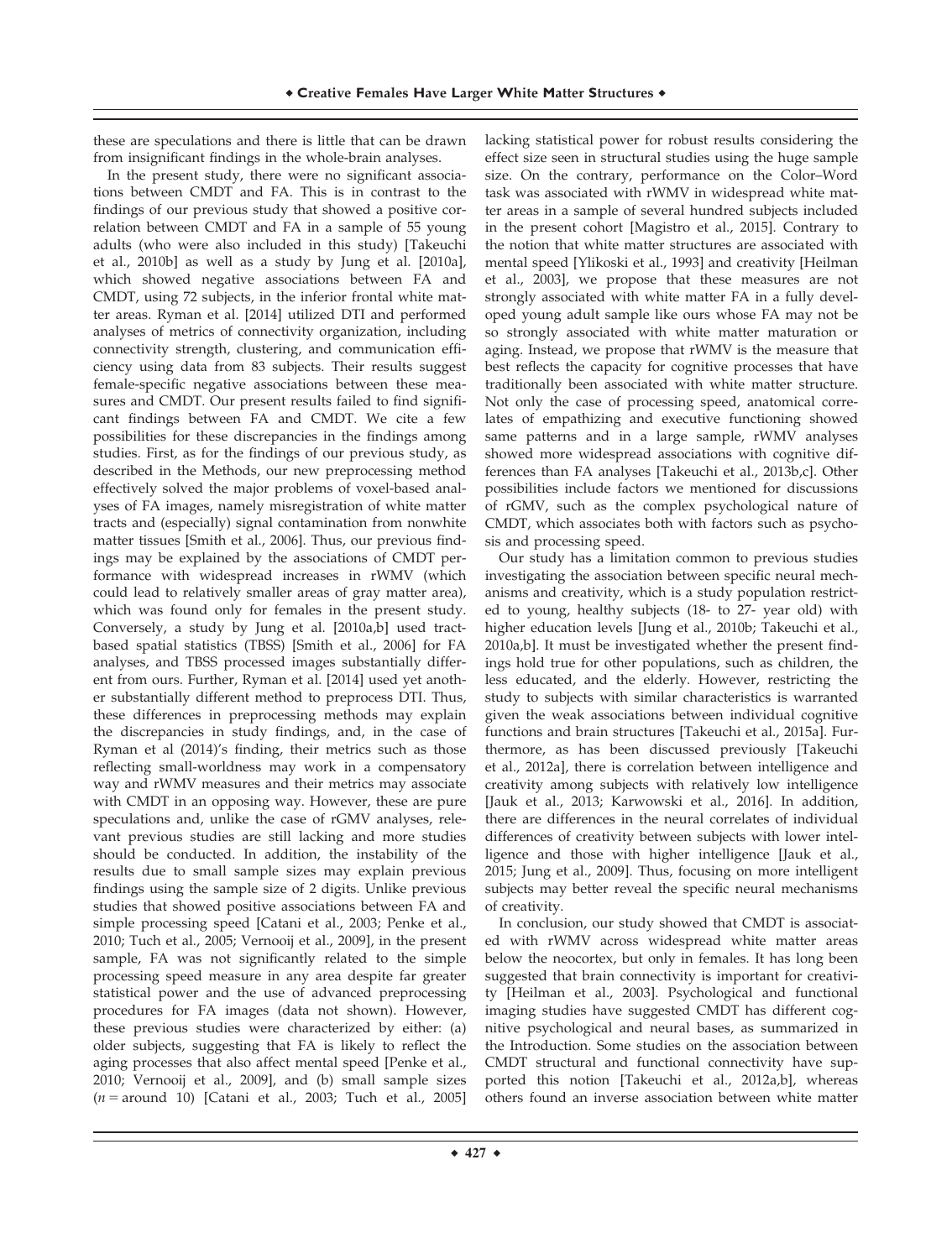these are speculations and there is little that can be drawn from insignificant findings in the whole-brain analyses.

In the present study, there were no significant associations between CMDT and FA. This is in contrast to the findings of our previous study that showed a positive correlation between CMDT and FA in a sample of 55 young adults (who were also included in this study) [Takeuchi et al., 2010b] as well as a study by Jung et al. [2010a], which showed negative associations between FA and CMDT, using 72 subjects, in the inferior frontal white matter areas. Ryman et al. [2014] utilized DTI and performed analyses of metrics of connectivity organization, including connectivity strength, clustering, and communication efficiency using data from 83 subjects. Their results suggest female-specific negative associations between these measures and CMDT. Our present results failed to find significant findings between FA and CMDT. We cite a few possibilities for these discrepancies in the findings among studies. First, as for the findings of our previous study, as described in the Methods, our new preprocessing method effectively solved the major problems of voxel-based analyses of FA images, namely misregistration of white matter tracts and (especially) signal contamination from nonwhite matter tissues [Smith et al., 2006]. Thus, our previous findings may be explained by the associations of CMDT performance with widespread increases in rWMV (which could lead to relatively smaller areas of gray matter area), which was found only for females in the present study. Conversely, a study by Jung et al. [2010a,b] used tract-based spatial statistics (TBSS) [Smith et al., 2006] for FA analyses, and TBSS processed images substantially different from ours. Further, Ryman et al. [2014] used yet another substantially different method to preprocess DTI. Thus, these differences in preprocessing methods may explain the discrepancies in study findings, and, in the case of Ryman et al (2014)'s finding, their metrics such as those reflecting small-worldness may work in a compensatory way and rWMV measures and their metrics may associate with CMDT in an opposing way. However, these are pure speculations and, unlike the case of rGMV analyses, relevant previous studies are still lacking and more studies should be conducted. In addition, the instability of the results due to small sample sizes may explain previous findings using the sample size of 2 digits. Unlike previous studies that showed positive associations between FA and simple processing speed [Catani et al., 2003; Penke et al., 2010; Tuch et al., 2005; Vernooij et al., 2009], in the present sample, FA was not significantly related to the simple processing speed measure in any area despite far greater statistical power and the use of advanced preprocessing procedures for FA images (data not shown). However, these previous studies were characterized by either: (a) older subjects, suggesting that FA is likely to reflect the aging processes that also affect mental speed [Penke et al., 2010; Vernooij et al., 2009], and (b) small sample sizes ($n$ = around 10) [Catani et al., 2003; Tuch et al., 2005] lacking statistical power for robust results considering the effect size seen in structural studies using the huge sample size. On the contrary, performance on the Color–Word task was associated with rWMV in widespread white matter areas in a sample of several hundred subjects included in the present cohort [Magistro et al., 2015]. Contrary to the notion that white matter structures are associated with mental speed [Ylikoski et al., 1993] and creativity [Heilman et al., 2003], we propose that these measures are not strongly associated with white matter FA in a fully developed young adult sample like ours whose FA may not be so strongly associated with white matter maturation or aging. Instead, we propose that rWMV is the measure that best reflects the capacity for cognitive processes that have traditionally been associated with white matter structure. Not only the case of processing speed, anatomical correlates of empathizing and executive functioning showed same patterns and in a large sample, rWMV analyses showed more widespread associations with cognitive differences than FA analyses [Takeuchi et al., 2013b,c]. Other possibilities include factors we mentioned for discussions of rGMV, such as the complex psychological nature of CMDT, which associates both with factors such as psychosis and processing speed.

Our study has a limitation common to previous studies investigating the association between specific neural mechanisms and creativity, which is a study population restricted to young, healthy subjects (18- to 27- year old) with higher education levels [Jung et al., 2010b; Takeuchi et al., 2010a,b]. It must be investigated whether the present findings hold true for other populations, such as children, the less educated, and the elderly. However, restricting the study to subjects with similar characteristics is warranted given the weak associations between individual cognitive functions and brain structures [Takeuchi et al., 2015a]. Furthermore, as has been discussed previously [Takeuchi et al., 2012a], there is correlation between intelligence and creativity among subjects with relatively low intelligence [Jauk et al., 2013; Karwowski et al., 2016]. In addition, there are differences in the neural correlates of individual differences of creativity between subjects with lower intelligence and those with higher intelligence [Jauk et al., 2015; Jung et al., 2009]. Thus, focusing on more intelligent subjects may better reveal the specific neural mechanisms of creativity.

In conclusion, our study showed that CMDT is associated with rWMV across widespread white matter areas below the neocortex, but only in females. It has long been suggested that brain connectivity is important for creativity [Heilman et al., 2003]. Psychological and functional imaging studies have suggested CMDT has different cognitive psychological and neural bases, as summarized in the Introduction. Some studies on the association between CMDT structural and functional connectivity have supported this notion [Takeuchi et al., 2012a,b], whereas others found an inverse association between white matter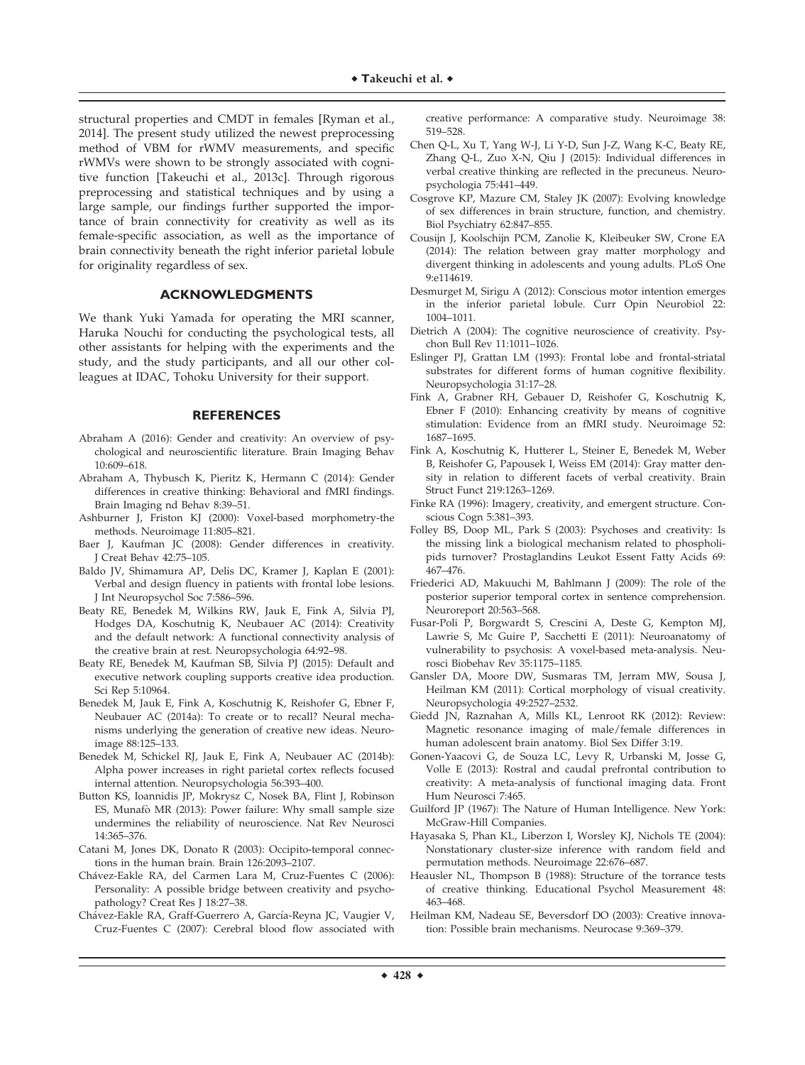structural properties and CMDT in females [Ryman et al., 2014]. The present study utilized the newest preprocessing method of VBM for rWMV measurements, and specific rWMVs were shown to be strongly associated with cognitive function [Takeuchi et al., 2013c]. Through rigorous preprocessing and statistical techniques and by using a large sample, our findings further supported the importance of brain connectivity for creativity as well as its female-specific association, as well as the importance of brain connectivity beneath the right inferior parietal lobule for originality regardless of sex.

## ACKNOWLEDGMENTS

We thank Yuki Yamada for operating the MRI scanner, Haruka Nouchi for conducting the psychological tests, all other assistants for helping with the experiments and the study, and the study participants, and all our other colleagues at IDAC, Tohoku University for their support.

## REFERENCES

Abraham A (2016): Gender and creativity: An overview of psychological and neuroscientific literature. Brain Imaging Behav 10:609–618.

Abraham A, Thybusch K, Pieritz K, Hermann C (2014): Gender differences in creative thinking: Behavioral and fMRI findings. Brain Imaging nd Behav 8:39–51.

Ashburner J, Friston KJ (2000): Voxel-based morphometry-the methods. Neuroimage 11:805–821.

Baer J, Kaufman JC (2008): Gender differences in creativity. J Creat Behav 42:75–105.

Baldo JV, Shimamura AP, Delis DC, Kramer J, Kaplan E (2001): Verbal and design fluency in patients with frontal lobe lesions. J Int Neuropsychol Soc 7:586–596.

Beaty RE, Benedek M, Wilkins RW, Jauk E, Fink A, Silvia PJ, Hodges DA, Koschutnig K, Neubauer AC (2014): Creativity and the default network: A functional connectivity analysis of the creative brain at rest. Neuropsychologia 64:92–98.

Beaty RE, Benedek M, Kaufman SB, Silvia PJ (2015): Default and executive network coupling supports creative idea production. Sci Rep 5:10964.

Benedek M, Jauk E, Fink A, Koschutnig K, Reishofer G, Ebner F, Neubauer AC (2014a): To create or to recall? Neural mechanisms underlying the generation of creative new ideas. Neuroimage 88:125–133.

Benedek M, Schickel RJ, Jauk E, Fink A, Neubauer AC (2014b): Alpha power increases in right parietal cortex reflects focused internal attention. Neuropsychologia 56:393–400.

Button KS, Ioannidis JP, Mokrysz C, Nosek BA, Flint J, Robinson ES, Munafò MR (2013): Power failure: Why small sample size undermines the reliability of neuroscience. Nat Rev Neurosci 14:365–376.

Catani M, Jones DK, Donato R (2003): Occipito-temporal connections in the human brain. Brain 126:2093–2107.

Chávez-Eakle RA, del Carmen Lara M, Cruz-Fuentes C (2006): Personality: A possible bridge between creativity and psychopathology? Creat Res J 18:27–38.

Chávez-Eakle RA, Graff-Guerrero A, García-Reyna JC, Vaugier V, Cruz-Fuentes C (2007): Cerebral blood flow associated with creative performance: A comparative study. Neuroimage 38: 519–528.

Chen Q-L, Xu T, Yang W-J, Li Y-D, Sun J-Z, Wang K-C, Beaty RE, Zhang Q-L, Zuo X-N, Qiu J (2015): Individual differences in verbal creative thinking are reflected in the precuneus. Neuropsychologia 75:441–449.

Cosgrove KP, Mazure CM, Staley JK (2007): Evolving knowledge of sex differences in brain structure, function, and chemistry. Biol Psychiatry 62:847–855.

Cousijn J, Koolschijn PCM, Zanolie K, Kleibeuker SW, Crone EA (2014): The relation between gray matter morphology and divergent thinking in adolescents and young adults. PLoS One 9:e114619.

Desmurget M, Sirigu A (2012): Conscious motor intention emerges in the inferior parietal lobule. Curr Opin Neurobiol 22: 1004–1011.

Dietrich A (2004): The cognitive neuroscience of creativity. Psychon Bull Rev 11:1011–1026.

Eslinger PJ, Grattan LM (1993): Frontal lobe and frontal-striatal substrates for different forms of human cognitive flexibility. Neuropsychologia 31:17–28.

Fink A, Grabner RH, Gebauer D, Reishofer G, Koschutnig K, Ebner F (2010): Enhancing creativity by means of cognitive stimulation: Evidence from an fMRI study. Neuroimage 52: 1687–1695.

Fink A, Koschutnig K, Hutterer L, Steiner E, Benedek M, Weber B, Reishofer G, Papousek I, Weiss EM (2014): Gray matter density in relation to different facets of verbal creativity. Brain Struct Funct 219:1263–1269.

Finke RA (1996): Imagery, creativity, and emergent structure. Conscious Cogn 5:381–393.

Folley BS, Doop ML, Park S (2003): Psychoses and creativity: Is the missing link a biological mechanism related to phospholipids turnover? Prostaglandins Leukot Essent Fatty Acids 69: 467–476.

Friederici AD, Makuuchi M, Bahlmann J (2009): The role of the posterior superior temporal cortex in sentence comprehension. Neuroreport 20:563–568.

Fusar-Poli P, Borgwardt S, Crescini A, Deste G, Kempton MJ, Lawrie S, Mc Guire P, Sacchetti E (2011): Neuroanatomy of vulnerability to psychosis: A voxel-based meta-analysis. Neurosci Biobehav Rev 35:1175–1185.

Gansler DA, Moore DW, Susmaras TM, Jerram MW, Sousa J, Heilman KM (2011): Cortical morphology of visual creativity. Neuropsychologia 49:2527–2532.

Giedd JN, Raznahan A, Mills KL, Lenroot RK (2012): Review: Magnetic resonance imaging of male/female differences in human adolescent brain anatomy. Biol Sex Differ 3:19.

Gonen-Yaacovi G, de Souza LC, Levy R, Urbanski M, Josse G, Volle E (2013): Rostral and caudal prefrontal contribution to creativity: A meta-analysis of functional imaging data. Front Hum Neurosci 7:465.

Guilford JP (1967): The Nature of Human Intelligence. New York: McGraw-Hill Companies.

Hayasaka S, Phan KL, Liberzon I, Worsley KJ, Nichols TE (2004): Nonstationary cluster-size inference with random field and permutation methods. Neuroimage 22:676–687.

Heausler NL, Thompson B (1988): Structure of the torrance tests of creative thinking. Educational Psychol Measurement 48: 463–468.

Heilman KM, Nadeau SE, Beversdorf DO (2003): Creative innovation: Possible brain mechanisms. Neurocase 9:369–379.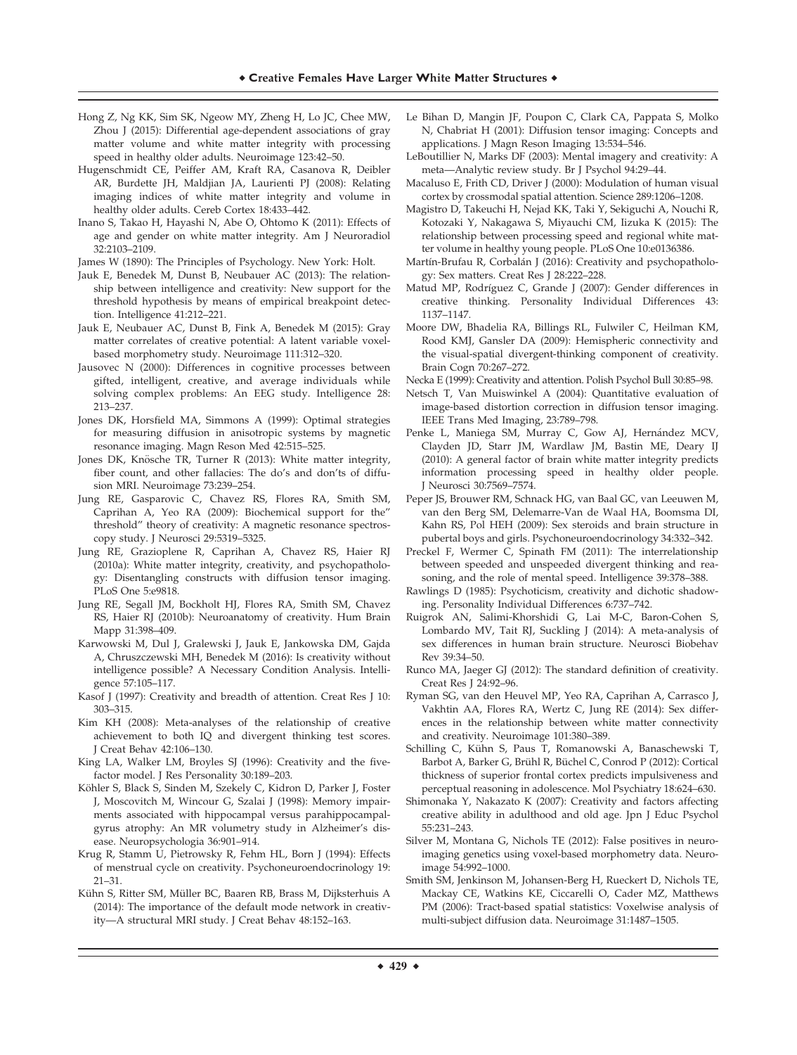Hong Z, Ng KK, Sim SK, Ngeow MY, Zheng H, Lo JC, Chee MW, Zhou J (2015): Differential age-dependent associations of gray matter volume and white matter integrity with processing speed in healthy older adults. Neuroimage 123:42–50.

Hugenschmidt CE, Peiffer AM, Kraft RA, Casanova R, Deibler AR, Burdette JH, Maldjian JA, Laurienti PJ (2008): Relating imaging indices of white matter integrity and volume in healthy older adults. Cereb Cortex 18:433–442.

Inano S, Takao H, Hayashi N, Abe O, Ohtomo K (2011): Effects of age and gender on white matter integrity. Am J Neuroradiol 32:2103–2109.

James W (1890): The Principles of Psychology. New York: Holt.

Jauk E, Benedek M, Dunst B, Neubauer AC (2013): The relationship between intelligence and creativity: New support for the threshold hypothesis by means of empirical breakpoint detection. Intelligence 41:212–221.

Jauk E, Neubauer AC, Dunst B, Fink A, Benedek M (2015): Gray matter correlates of creative potential: A latent variable voxel-based morphometry study. Neuroimage 111:312–320.

Jausovec N (2000): Differences in cognitive processes between gifted, intelligent, creative, and average individuals while solving complex problems: An EEG study. Intelligence 28: 213–237.

Jones DK, Horsfield MA, Simmons A (1999): Optimal strategies for measuring diffusion in anisotropic systems by magnetic resonance imaging. Magn Reson Med 42:515–525.

Jones DK, Knösche TR, Turner R (2013): White matter integrity, fiber count, and other fallacies: The do's and don'ts of diffusion MRI. Neuroimage 73:239–254.

Jung RE, Gasparovic C, Chavez RS, Flores RA, Smith SM, Caprihan A, Yeo RA (2009): Biochemical support for the" threshold" theory of creativity: A magnetic resonance spectroscopy study. J Neurosci 29:5319–5325.

Jung RE, Grazioplene R, Caprihan A, Chavez RS, Haier RJ (2010a): White matter integrity, creativity, and psychopathology: Disentangling constructs with diffusion tensor imaging. PLoS One 5:e9818.

Jung RE, Segall JM, Bockholt HJ, Flores RA, Smith SM, Chavez RS, Haier RJ (2010b): Neuroanatomy of creativity. Hum Brain Mapp 31:398–409.

Karwowski M, Dul J, Gralewski J, Jauk E, Jankowska DM, Gajda A, Chruszczewski MH, Benedek M (2016): Is creativity without intelligence possible? A Necessary Condition Analysis. Intelligence 57:105–117.

Kasof J (1997): Creativity and breadth of attention. Creat Res J 10: 303–315.

Kim KH (2008): Meta-analyses of the relationship of creative achievement to both IQ and divergent thinking test scores. J Creat Behav 42:106–130.

King LA, Walker LM, Broyles SJ (1996): Creativity and the five-factor model. J Res Personality 30:189–203.

Köhler S, Black S, Sinden M, Szekely C, Kidron D, Parker J, Foster J, Moscovitch M, Wincour G, Szalai J (1998): Memory impairments associated with hippocampal versus parahippocampal-gyrus atrophy: An MR volumetry study in Alzheimer's disease. Neuropsychologia 36:901–914.

Krug R, Stamm U, Pietrowsky R, Fehm HL, Born J (1994): Effects of menstrual cycle on creativity. Psychoneuroendocrinology 19: 21–31.

Kühn S, Ritter SM, Müller BC, Baaren RB, Brass M, Dijksterhuis A (2014): The importance of the default mode network in creativity—A structural MRI study. J Creat Behav 48:152–163.

Le Bihan D, Mangin JF, Poupon C, Clark CA, Pappata S, Molko N, Chabriat H (2001): Diffusion tensor imaging: Concepts and applications. J Magn Reson Imaging 13:534–546.

LeBoutillier N, Marks DF (2003): Mental imagery and creativity: A meta—Analytic review study. Br J Psychol 94:29–44.

Macaluso E, Frith CD, Driver J (2000): Modulation of human visual cortex by crossmodal spatial attention. Science 289:1206–1208.

Magistro D, Takeuchi H, Nejad KK, Taki Y, Sekiguchi A, Nouchi R, Kotozaki Y, Nakagawa S, Miyauchi CM, Iizuka K (2015): The relationship between processing speed and regional white matter volume in healthy young people. PLoS One 10:e0136386.

Martín-Brufau R, Corbalán J (2016): Creativity and psychopathology: Sex matters. Creat Res J 28:222–228.

Matud MP, Rodríguez C, Grande J (2007): Gender differences in creative thinking. Personality Individual Differences 43: 1137–1147.

Moore DW, Bhadelia RA, Billings RL, Fulwiler C, Heilman KM, Rood KMJ, Gansler DA (2009): Hemispheric connectivity and the visual-spatial divergent-thinking component of creativity. Brain Cogn 70:267–272.

Necka E (1999): Creativity and attention. Polish Psychol Bull 30:85–98.

Netsch T, Van Muiswinkel A (2004): Quantitative evaluation of image-based distortion correction in diffusion tensor imaging. IEEE Trans Med Imaging, 23:789–798.

Penke L, Maniega SM, Murray C, Gow AJ, Hernández MCV, Clayden JD, Starr JM, Wardlaw JM, Bastin ME, Deary IJ (2010): A general factor of brain white matter integrity predicts information processing speed in healthy older people. J Neurosci 30:7569–7574.

Peper JS, Brouwer RM, Schnack HG, van Baal GC, van Leeuwen M, van den Berg SM, Delemarre-Van de Waal HA, Boomsma DI, Kahn RS, Pol HEH (2009): Sex steroids and brain structure in pubertal boys and girls. Psychoneuroendocrinology 34:332–342.

Preckel F, Wermer C, Spinath FM (2011): The interrelationship between speeded and unspeeded divergent thinking and reasoning, and the role of mental speed. Intelligence 39:378–388.

Rawlings D (1985): Psychoticism, creativity and dichotic shadowing. Personality Individual Differences 6:737–742.

Ruigrok AN, Salimi-Khorshidi G, Lai M-C, Baron-Cohen S, Lombardo MV, Tait RJ, Suckling J (2014): A meta-analysis of sex differences in human brain structure. Neurosci Biobehav Rev 39:34–50.

Runco MA, Jaeger GJ (2012): The standard definition of creativity. Creat Res J 24:92–96.

Ryman SG, van den Heuvel MP, Yeo RA, Caprihan A, Carrasco J, Vakhtin AA, Flores RA, Wertz C, Jung RE (2014): Sex differences in the relationship between white matter connectivity and creativity. Neuroimage 101:380–389.

Schilling C, Kühn S, Paus T, Romanowski A, Banaschewski T, Barbot A, Barker G, Brühl R, Büchel C, Conrod P (2012): Cortical thickness of superior frontal cortex predicts impulsiveness and perceptual reasoning in adolescence. Mol Psychiatry 18:624–630.

Shimonaka Y, Nakazato K (2007): Creativity and factors affecting creative ability in adulthood and old age. Jpn J Educ Psychol 55:231–243.

Silver M, Montana G, Nichols TE (2012): False positives in neuroimaging genetics using voxel-based morphometry data. Neuroimage 54:992–1000.

Smith SM, Jenkinson M, Johansen-Berg H, Rueckert D, Nichols TE, Mackay CE, Watkins KE, Ciccarelli O, Cader MZ, Matthews PM (2006): Tract-based spatial statistics: Voxelwise analysis of multi-subject diffusion data. Neuroimage 31:1487–1505.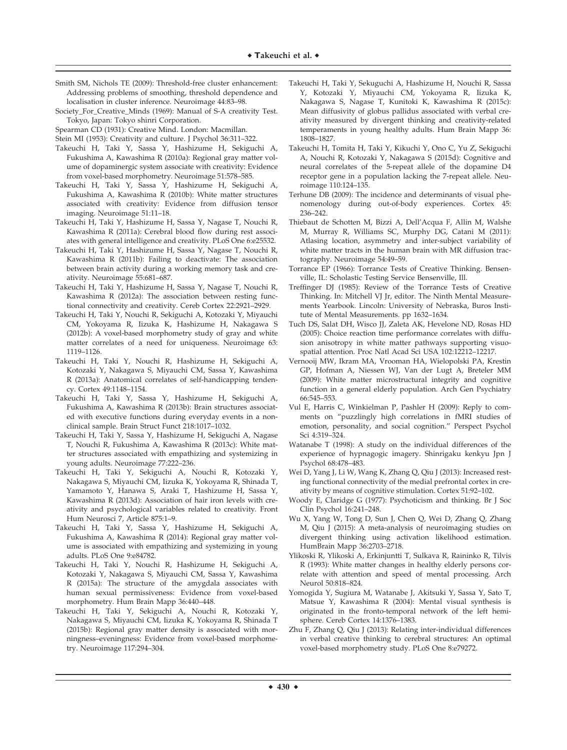Smith SM, Nichols TE (2009): Threshold-free cluster enhancement: Addressing problems of smoothing, threshold dependence and localisation in cluster inference. Neuroimage 44:83–98.

Society_For_Creative_Minds (1969): Manual of S-A creativity Test. Tokyo, Japan: Tokyo shinri Corporation.

Spearman CD (1931): Creative Mind. London: Macmillan.

Stein MI (1953): Creativity and culture. J Psychol 36:311–322.

Takeuchi H, Taki Y, Sassa Y, Hashizume H, Sekiguchi A, Fukushima A, Kawashima R (2010a): Regional gray matter volume of dopaminergic system associate with creativity: Evidence from voxel-based morphometry. Neuroimage 51:578–585.

Takeuchi H, Taki Y, Sassa Y, Hashizume H, Sekiguchi A, Fukushima A, Kawashima R (2010b): White matter structures associated with creativity: Evidence from diffusion tensor imaging. Neuroimage 51:11–18.

Takeuchi H, Taki Y, Hashizume H, Sassa Y, Nagase T, Nouchi R, Kawashima R (2011a): Cerebral blood flow during rest associates with general intelligence and creativity. PLoS One 6:e25532.

Takeuchi H, Taki Y, Hashizume H, Sassa Y, Nagase T, Nouchi R, Kawashima R (2011b): Failing to deactivate: The association between brain activity during a working memory task and creativity. Neuroimage 55:681–687.

Takeuchi H, Taki Y, Hashizume H, Sassa Y, Nagase T, Nouchi R, Kawashima R (2012a): The association between resting functional connectivity and creativity. Cereb Cortex 22:2921–2929.

Takeuchi H, Taki Y, Nouchi R, Sekiguchi A, Kotozaki Y, Miyauchi CM, Yokoyama R, Iizuka K, Hashizume H, Nakagawa S (2012b): A voxel-based morphometry study of gray and white matter correlates of a need for uniqueness. Neuroimage 63: 1119–1126.

Takeuchi H, Taki Y, Nouchi R, Hashizume H, Sekiguchi A, Kotozaki Y, Nakagawa S, Miyauchi CM, Sassa Y, Kawashima R (2013a): Anatomical correlates of self-handicapping tendency. Cortex 49:1148–1154.

Takeuchi H, Taki Y, Sassa Y, Hashizume H, Sekiguchi A, Fukushima A, Kawashima R (2013b): Brain structures associated with executive functions during everyday events in a nonclinical sample. Brain Struct Funct 218:1017–1032.

Takeuchi H, Taki Y, Sassa Y, Hashizume H, Sekiguchi A, Nagase T, Nouchi R, Fukushima A, Kawashima R (2013c): White matter structures associated with empathizing and systemizing in young adults. Neuroimage 77:222–236.

Takeuchi H, Taki Y, Sekiguchi A, Nouchi R, Kotozaki Y, Nakagawa S, Miyauchi CM, Iizuka K, Yokoyama R, Shinada T, Yamamoto Y, Hanawa S, Araki T, Hashizume H, Sassa Y, Kawashima R (2013d): Association of hair iron levels with creativity and psychological variables related to creativity. Front Hum Neurosci 7, Article 875:1–9.

Takeuchi H, Taki Y, Sassa Y, Hashizume H, Sekiguchi A, Fukushima A, Kawashima R (2014): Regional gray matter volume is associated with empathizing and systemizing in young adults. PLoS One 9:e84782.

Takeuchi H, Taki Y, Nouchi R, Hashizume H, Sekiguchi A, Kotozaki Y, Nakagawa S, Miyauchi CM, Sassa Y, Kawashima R (2015a): The structure of the amygdala associates with human sexual permissiveness: Evidence from voxel-based morphometry. Hum Brain Mapp 36:440–448.

Takeuchi H, Taki Y, Sekiguchi A, Nouchi R, Kotozaki Y, Nakagawa S, Miyauchi CM, Iizuka K, Yokoyama R, Shinada T (2015b): Regional gray matter density is associated with morningness–eveningness: Evidence from voxel-based morphometry. Neuroimage 117:294–304.

Takeuchi H, Taki Y, Sekuguchi A, Hashizume H, Nouchi R, Sassa Y, Kotozaki Y, Miyauchi CM, Yokoyama R, Iizuka K, Nakagawa S, Nagase T, Kunitoki K, Kawashima R (2015c): Mean diffusivity of globus pallidus associated with verbal creativity measured by divergent thinking and creativity-related temperaments in young healthy adults. Hum Brain Mapp 36: 1808–1827.

Takeuchi H, Tomita H, Taki Y, Kikuchi Y, Ono C, Yu Z, Sekiguchi A, Nouchi R, Kotozaki Y, Nakagawa S (2015d): Cognitive and neural correlates of the 5-repeat allele of the dopamine D4 receptor gene in a population lacking the 7-repeat allele. Neuroimage 110:124–135.

Terhune DB (2009): The incidence and determinants of visual phenomenology during out-of-body experiences. Cortex 45: 236–242.

Thiebaut de Schotten M, Bizzi A, Dell'Acqua F, Allin M, Walshe M, Murray R, Williams SC, Murphy DG, Catani M (2011): Atlasing location, asymmetry and inter-subject variability of white matter tracts in the human brain with MR diffusion tractography. Neuroimage 54:49–59.

Torrance EP (1966): Torrance Tests of Creative Thinking. Bensenville, IL: Scholastic Testing Service Bensenville, Ill.

Treffinger DJ (1985): Review of the Torrance Tests of Creative Thinking. In: Mitchell VJ Jr, editor. The Ninth Mental Measurements Yearbook. Lincoln: University of Nebraska, Buros Institute of Mental Measurements. pp 1632–1634.

Tuch DS, Salat DH, Wisco JJ, Zaleta AK, Hevelone ND, Rosas HD (2005): Choice reaction time performance correlates with diffusion anisotropy in white matter pathways supporting visuospatial attention. Proc Natl Acad Sci USA 102:12212–12217.

Vernooij MW, Ikram MA, Vrooman HA, Wielopolski PA, Krestin GP, Hofman A, Niessen WJ, Van der Lugt A, Breteler MM (2009): White matter microstructural integrity and cognitive function in a general elderly population. Arch Gen Psychiatry 66:545–553.

Vul E, Harris C, Winkielman P, Pashler H (2009): Reply to comments on "puzzlingly high correlations in fMRI studies of emotion, personality, and social cognition." Perspect Psychol Sci 4:319–324.

Watanabe T (1998): A study on the individual differences of the experience of hypnagogic imagery. Shinrigaku kenkyu Jpn J Psychol 68:478–483.

Wei D, Yang J, Li W, Wang K, Zhang Q, Qiu J (2013): Increased resting functional connectivity of the medial prefrontal cortex in creativity by means of cognitive stimulation. Cortex 51:92–102.

Woody E, Claridge G (1977): Psychoticism and thinking. Br J Soc Clin Psychol 16:241–248.

Wu X, Yang W, Tong D, Sun J, Chen Q, Wei D, Zhang Q, Zhang M, Qiu J (2015): A meta-analysis of neuroimaging studies on divergent thinking using activation likelihood estimation. HumBrain Mapp 36:2703–2718.

Ylikoski R, Ylikoski A, Erkinjuntti T, Sulkava R, Raininko R, Tilvis R (1993): White matter changes in healthy elderly persons correlate with attention and speed of mental processing. Arch Neurol 50:818–824.

Yomogida Y, Sugiura M, Watanabe J, Akitsuki Y, Sassa Y, Sato T, Matsue Y, Kawashima R (2004): Mental visual synthesis is originated in the fronto-temporal network of the left hemisphere. Cereb Cortex 14:1376–1383.

Zhu F, Zhang Q, Qiu J (2013): Relating inter-individual differences in verbal creative thinking to cerebral structures: An optimal voxel-based morphometry study. PLoS One 8:e79272.